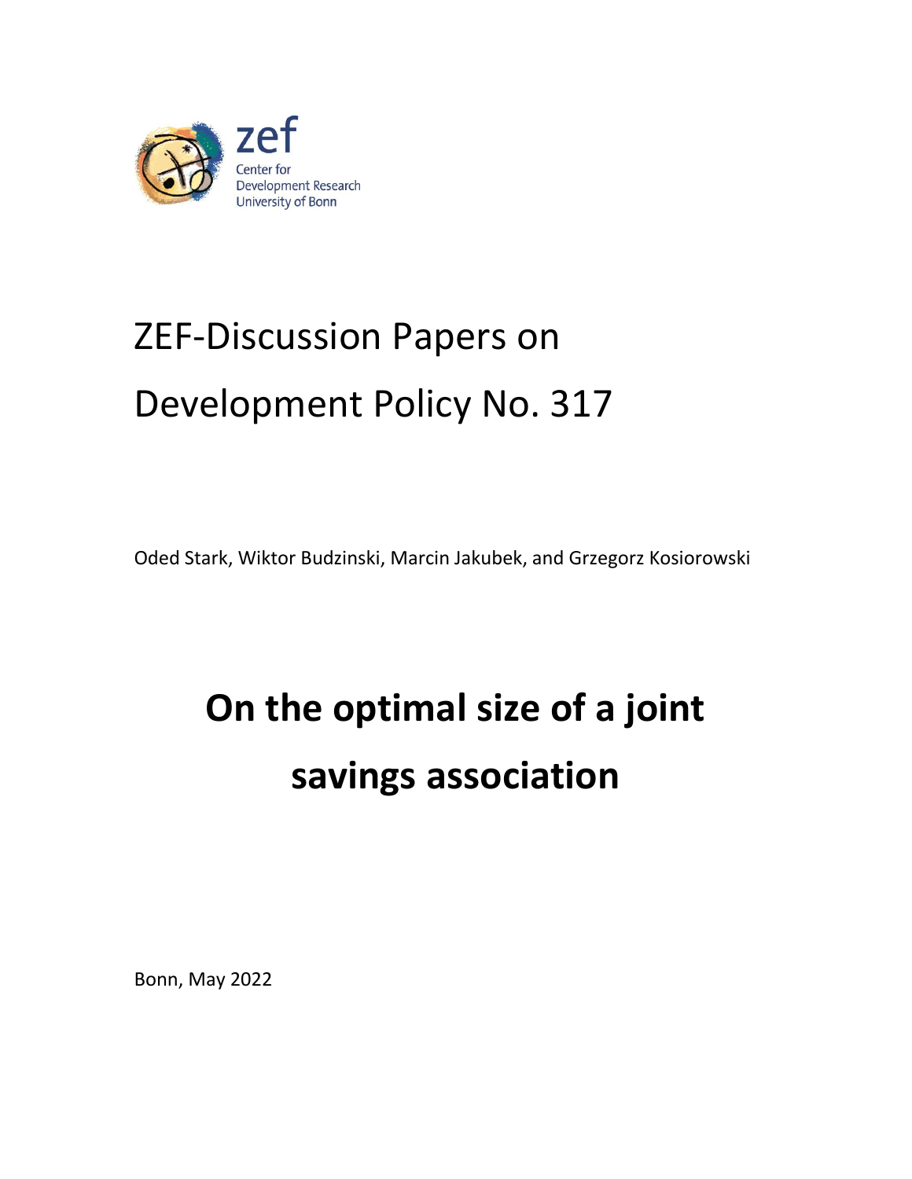zef

Center for Development Research University of Bonn

# ZEF-Discussion Papers on Development Policy No. 317

Oded Stark, Wiktor Budzinski, Marcin Jakubek, and Grzegorz Kosiorowski

# On the optimal size of a joint savings association

Bonn, May 2022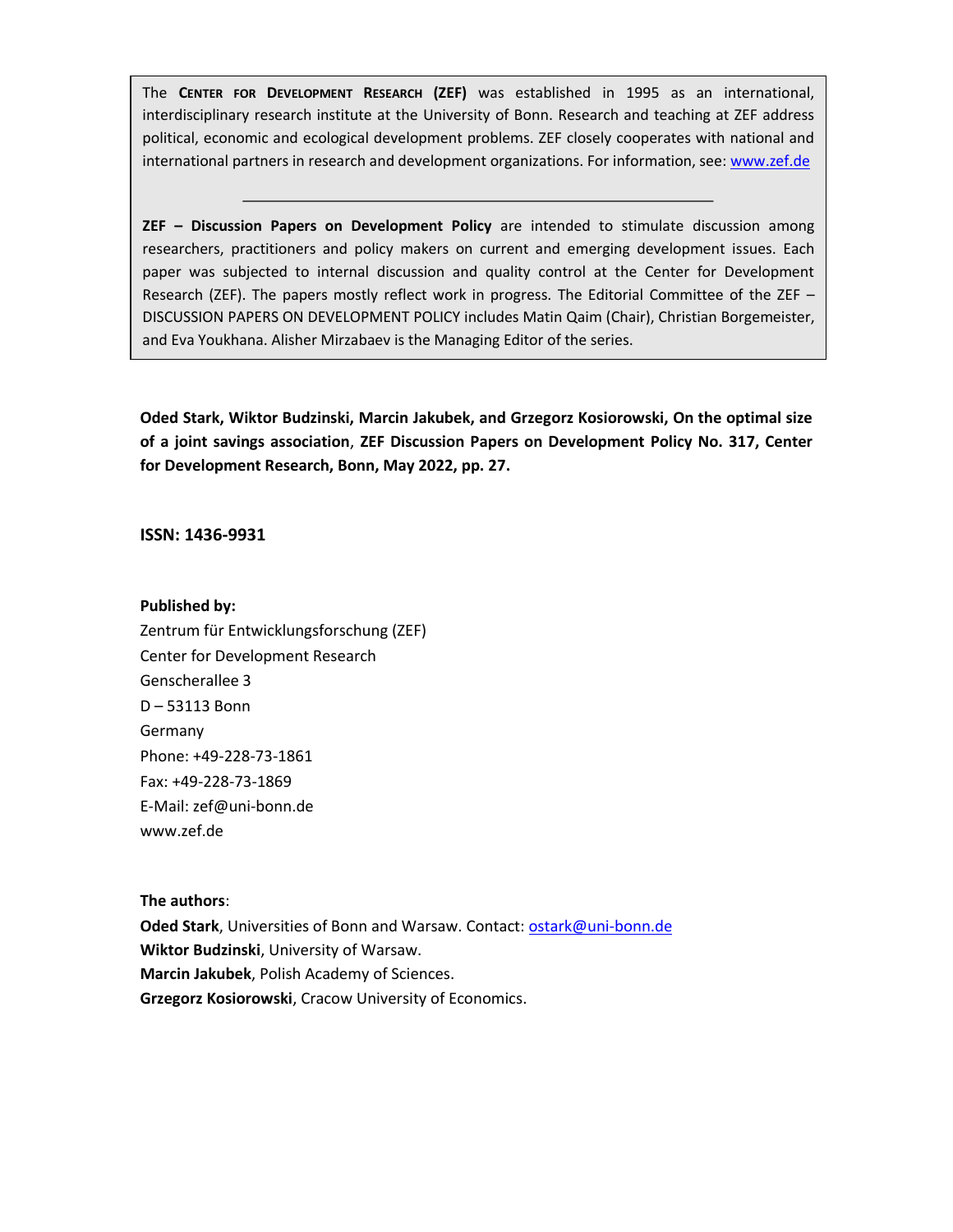The **CENTER FOR DEVELOPMENT RESEARCH (ZEF)** was established in 1995 as an international, interdisciplinary research institute at the University of Bonn. Research and teaching at ZEF address political, economic and ecological development problems. ZEF closely cooperates with national and international partners in research and development organizations. For information, see: www.zef.de

---

**ZEF – Discussion Papers on Development Policy** are intended to stimulate discussion among researchers, practitioners and policy makers on current and emerging development issues. Each paper was subjected to internal discussion and quality control at the Center for Development Research (ZEF). The papers mostly reflect work in progress. The Editorial Committee of the ZEF – DISCUSSION PAPERS ON DEVELOPMENT POLICY includes Matin Qaim (Chair), Christian Borgemeister, and Eva Youkhana. Alisher Mirzabaev is the Managing Editor of the series.

**Oded Stark, Wiktor Budzinski, Marcin Jakubek, and Grzegorz Kosiorowski, On the optimal size of a joint savings association**, **ZEF Discussion Papers on Development Policy No. 317, Center for Development Research, Bonn, May 2022, pp. 27.**

**ISSN: 1436-9931**

**Published by:**
Zentrum für Entwicklungsforschung (ZEF)
Center for Development Research
Genscherallee 3
D – 53113 Bonn
Germany
Phone: +49-228-73-1861
Fax: +49-228-73-1869
E-Mail: zef@uni-bonn.de
www.zef.de

**The authors**:
**Oded Stark**, Universities of Bonn and Warsaw. Contact: ostark@uni-bonn.de
**Wiktor Budzinski**, University of Warsaw.
**Marcin Jakubek**, Polish Academy of Sciences.
**Grzegorz Kosiorowski**, Cracow University of Economics.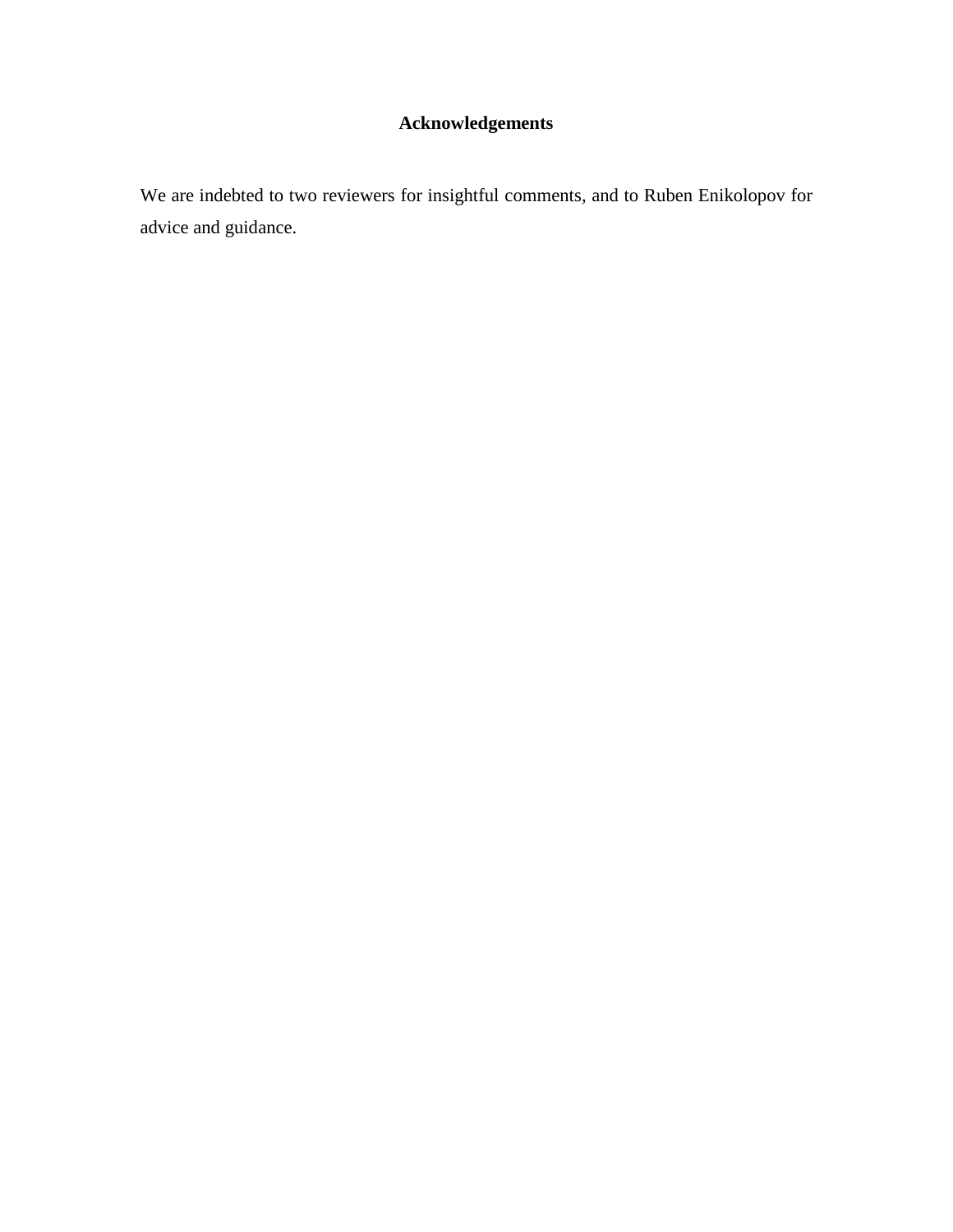# Acknowledgements

We are indebted to two reviewers for insightful comments, and to Ruben Enikolopov for advice and guidance.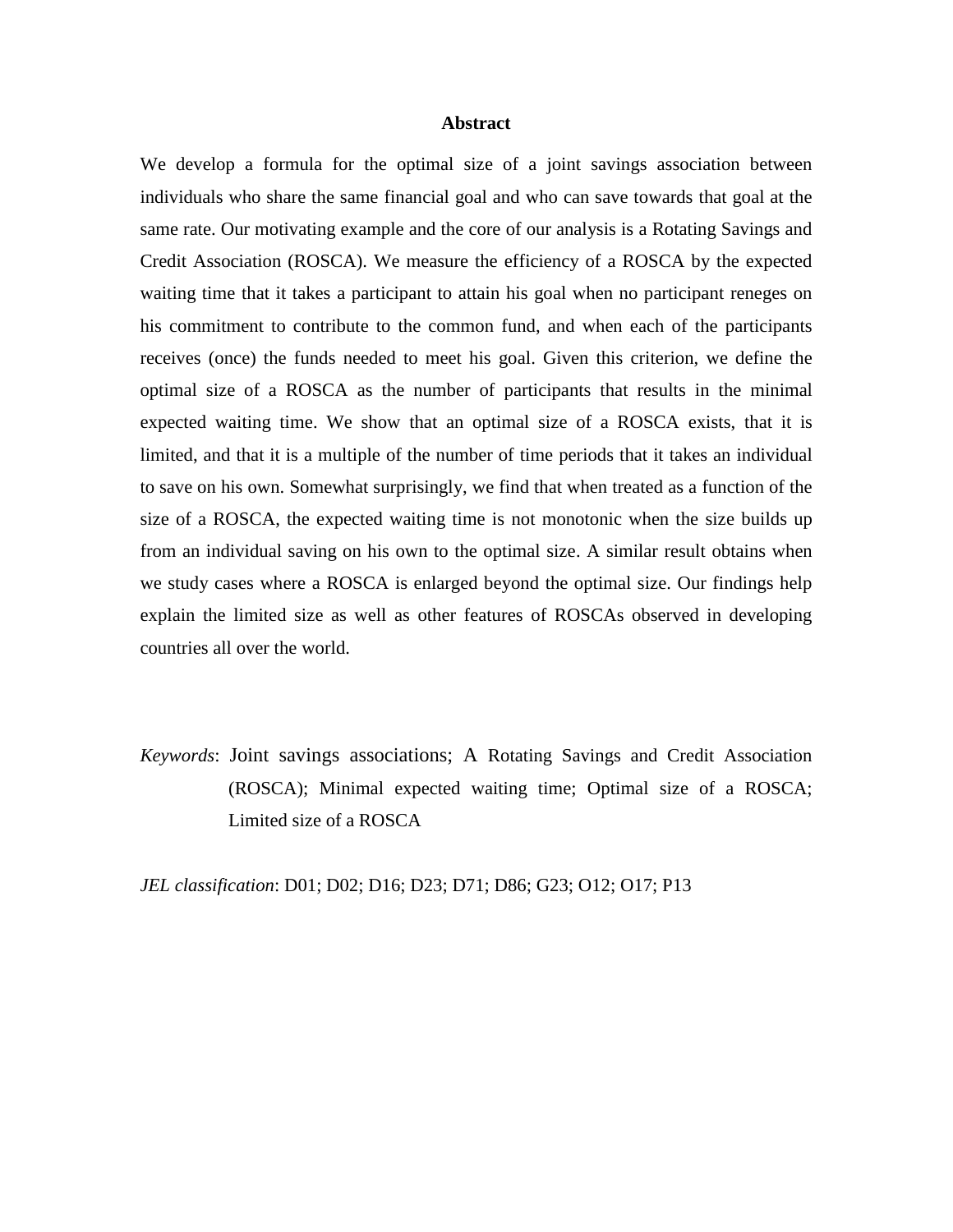## Abstract

We develop a formula for the optimal size of a joint savings association between individuals who share the same financial goal and who can save towards that goal at the same rate. Our motivating example and the core of our analysis is a Rotating Savings and Credit Association (ROSCA). We measure the efficiency of a ROSCA by the expected waiting time that it takes a participant to attain his goal when no participant reneges on his commitment to contribute to the common fund, and when each of the participants receives (once) the funds needed to meet his goal. Given this criterion, we define the optimal size of a ROSCA as the number of participants that results in the minimal expected waiting time. We show that an optimal size of a ROSCA exists, that it is limited, and that it is a multiple of the number of time periods that it takes an individual to save on his own. Somewhat surprisingly, we find that when treated as a function of the size of a ROSCA, the expected waiting time is not monotonic when the size builds up from an individual saving on his own to the optimal size. A similar result obtains when we study cases where a ROSCA is enlarged beyond the optimal size. Our findings help explain the limited size as well as other features of ROSCAs observed in developing countries all over the world.

*Keywords*: Joint savings associations; A Rotating Savings and Credit Association (ROSCA); Minimal expected waiting time; Optimal size of a ROSCA; Limited size of a ROSCA

*JEL classification*: D01; D02; D16; D23; D71; D86; G23; O12; O17; P13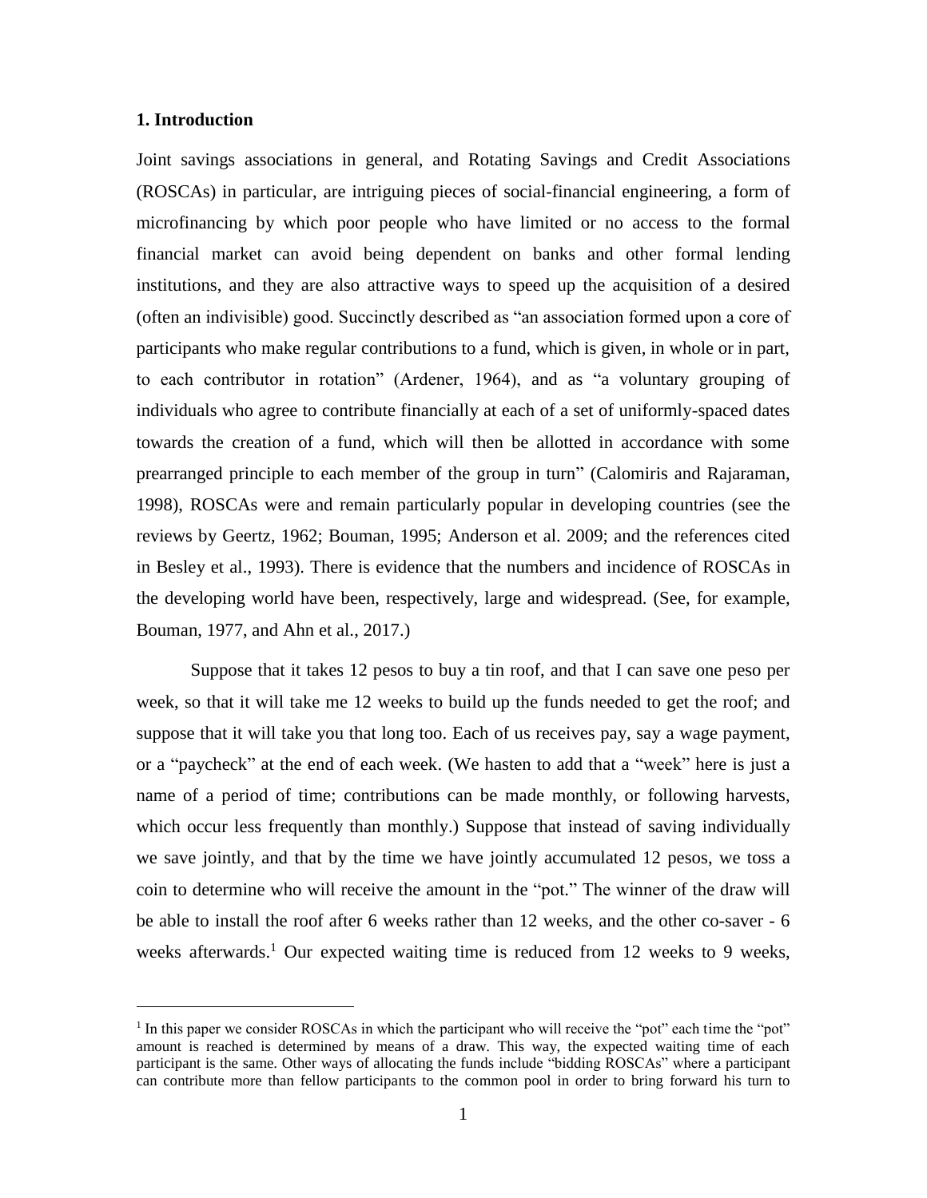## 1. Introduction

Joint savings associations in general, and Rotating Savings and Credit Associations (ROSCAs) in particular, are intriguing pieces of social-financial engineering, a form of microfinancing by which poor people who have limited or no access to the formal financial market can avoid being dependent on banks and other formal lending institutions, and they are also attractive ways to speed up the acquisition of a desired (often an indivisible) good. Succinctly described as "an association formed upon a core of participants who make regular contributions to a fund, which is given, in whole or in part, to each contributor in rotation" (Ardener, 1964), and as "a voluntary grouping of individuals who agree to contribute financially at each of a set of uniformly-spaced dates towards the creation of a fund, which will then be allotted in accordance with some prearranged principle to each member of the group in turn" (Calomiris and Rajaraman, 1998), ROSCAs were and remain particularly popular in developing countries (see the reviews by Geertz, 1962; Bouman, 1995; Anderson et al. 2009; and the references cited in Besley et al., 1993). There is evidence that the numbers and incidence of ROSCAs in the developing world have been, respectively, large and widespread. (See, for example, Bouman, 1977, and Ahn et al., 2017.)

Suppose that it takes 12 pesos to buy a tin roof, and that I can save one peso per week, so that it will take me 12 weeks to build up the funds needed to get the roof; and suppose that it will take you that long too. Each of us receives pay, say a wage payment, or a "paycheck" at the end of each week. (We hasten to add that a "week" here is just a name of a period of time; contributions can be made monthly, or following harvests, which occur less frequently than monthly.) Suppose that instead of saving individually we save jointly, and that by the time we have jointly accumulated 12 pesos, we toss a coin to determine who will receive the amount in the "pot." The winner of the draw will be able to install the roof after 6 weeks rather than 12 weeks, and the other co-saver - 6 weeks afterwards.[1] Our expected waiting time is reduced from 12 weeks to 9 weeks,

[1] In this paper we consider ROSCAs in which the participant who will receive the "pot" each time the "pot" amount is reached is determined by means of a draw. This way, the expected waiting time of each participant is the same. Other ways of allocating the funds include "bidding ROSCAs" where a participant can contribute more than fellow participants to the common pool in order to bring forward his turn to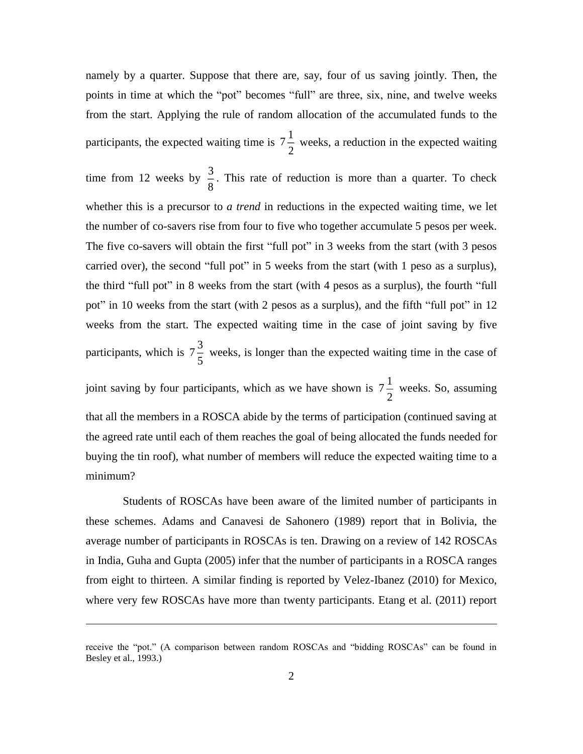namely by a quarter. Suppose that there are, say, four of us saving jointly. Then, the points in time at which the "pot" becomes "full" are three, six, nine, and twelve weeks from the start. Applying the rule of random allocation of the accumulated funds to the participants, the expected waiting time is $7\frac{1}{2}$ weeks, a reduction in the expected waiting time from 12 weeks by $\frac{3}{8}$. This rate of reduction is more than a quarter. To check whether this is a precursor to *a trend* in reductions in the expected waiting time, we let the number of co-savers rise from four to five who together accumulate 5 pesos per week. The five co-savers will obtain the first "full pot" in 3 weeks from the start (with 3 pesos carried over), the second "full pot" in 5 weeks from the start (with 1 peso as a surplus), the third "full pot" in 8 weeks from the start (with 4 pesos as a surplus), the fourth "full pot" in 10 weeks from the start (with 2 pesos as a surplus), and the fifth "full pot" in 12 weeks from the start. The expected waiting time in the case of joint saving by five participants, which is $7\frac{3}{5}$ weeks, is longer than the expected waiting time in the case of joint saving by four participants, which as we have shown is $7\frac{1}{2}$ weeks. So, assuming that all the members in a ROSCA abide by the terms of participation (continued saving at the agreed rate until each of them reaches the goal of being allocated the funds needed for buying the tin roof), what number of members will reduce the expected waiting time to a minimum?

Students of ROSCAs have been aware of the limited number of participants in these schemes. Adams and Canavesi de Sahonero (1989) report that in Bolivia, the average number of participants in ROSCAs is ten. Drawing on a review of 142 ROSCAs in India, Guha and Gupta (2005) infer that the number of participants in a ROSCA ranges from eight to thirteen. A similar finding is reported by Velez-Ibanez (2010) for Mexico, where very few ROSCAs have more than twenty participants. Etang et al. (2011) report

---

receive the "pot." (A comparison between random ROSCAs and "bidding ROSCAs" can be found in Besley et al., 1993.)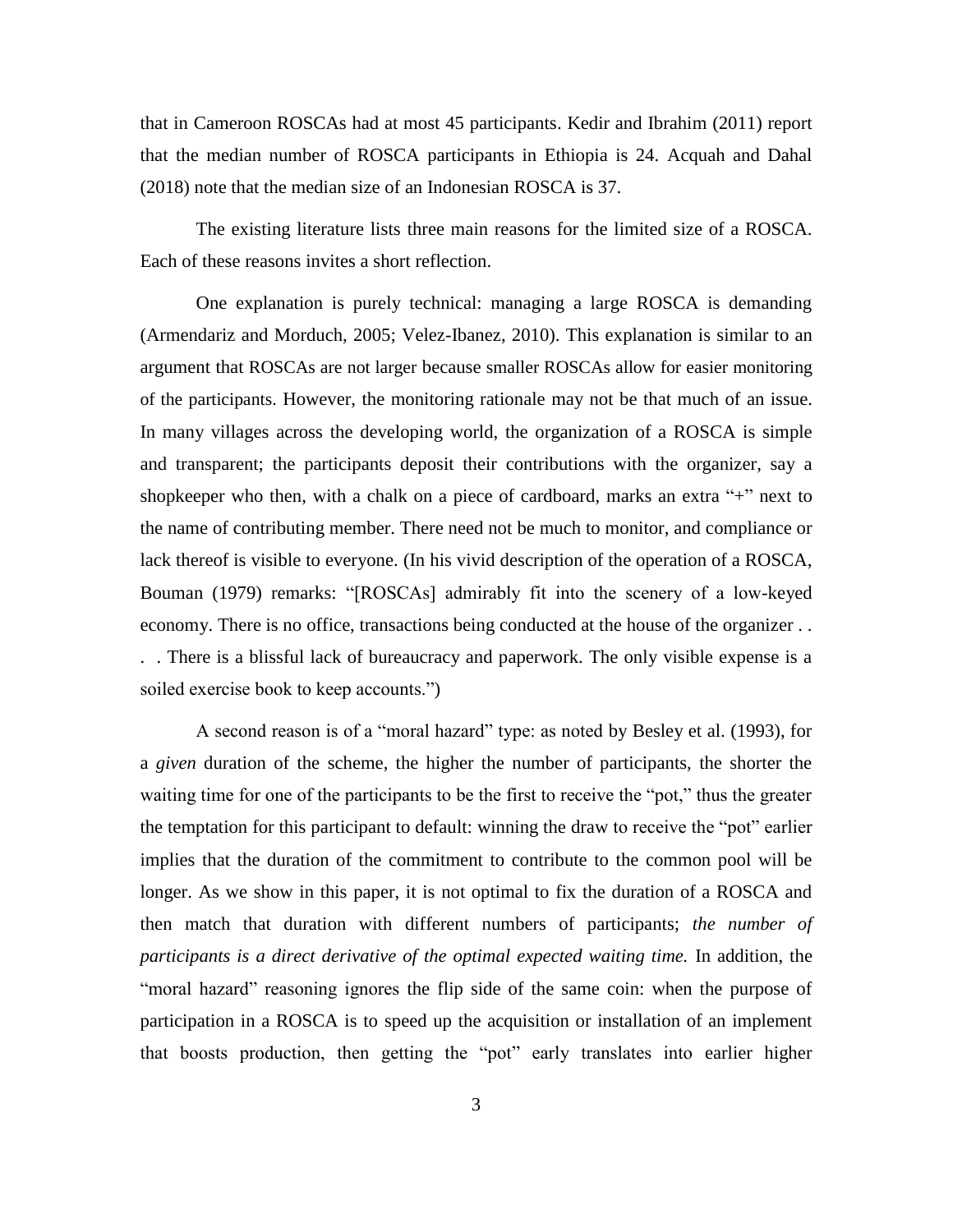that in Cameroon ROSCAs had at most 45 participants. Kedir and Ibrahim (2011) report that the median number of ROSCA participants in Ethiopia is 24. Acquah and Dahal (2018) note that the median size of an Indonesian ROSCA is 37.

The existing literature lists three main reasons for the limited size of a ROSCA. Each of these reasons invites a short reflection.

One explanation is purely technical: managing a large ROSCA is demanding (Armendariz and Morduch, 2005; Velez-Ibanez, 2010). This explanation is similar to an argument that ROSCAs are not larger because smaller ROSCAs allow for easier monitoring of the participants. However, the monitoring rationale may not be that much of an issue. In many villages across the developing world, the organization of a ROSCA is simple and transparent; the participants deposit their contributions with the organizer, say a shopkeeper who then, with a chalk on a piece of cardboard, marks an extra "+" next to the name of contributing member. There need not be much to monitor, and compliance or lack thereof is visible to everyone. (In his vivid description of the operation of a ROSCA, Bouman (1979) remarks: "[ROSCAs] admirably fit into the scenery of a low-keyed economy. There is no office, transactions being conducted at the house of the organizer . . . . There is a blissful lack of bureaucracy and paperwork. The only visible expense is a soiled exercise book to keep accounts.")

A second reason is of a "moral hazard" type: as noted by Besley et al. (1993), for a *given* duration of the scheme, the higher the number of participants, the shorter the waiting time for one of the participants to be the first to receive the "pot," thus the greater the temptation for this participant to default: winning the draw to receive the "pot" earlier implies that the duration of the commitment to contribute to the common pool will be longer. As we show in this paper, it is not optimal to fix the duration of a ROSCA and then match that duration with different numbers of participants; *the number of participants is a direct derivative of the optimal expected waiting time.* In addition, the "moral hazard" reasoning ignores the flip side of the same coin: when the purpose of participation in a ROSCA is to speed up the acquisition or installation of an implement that boosts production, then getting the "pot" early translates into earlier higher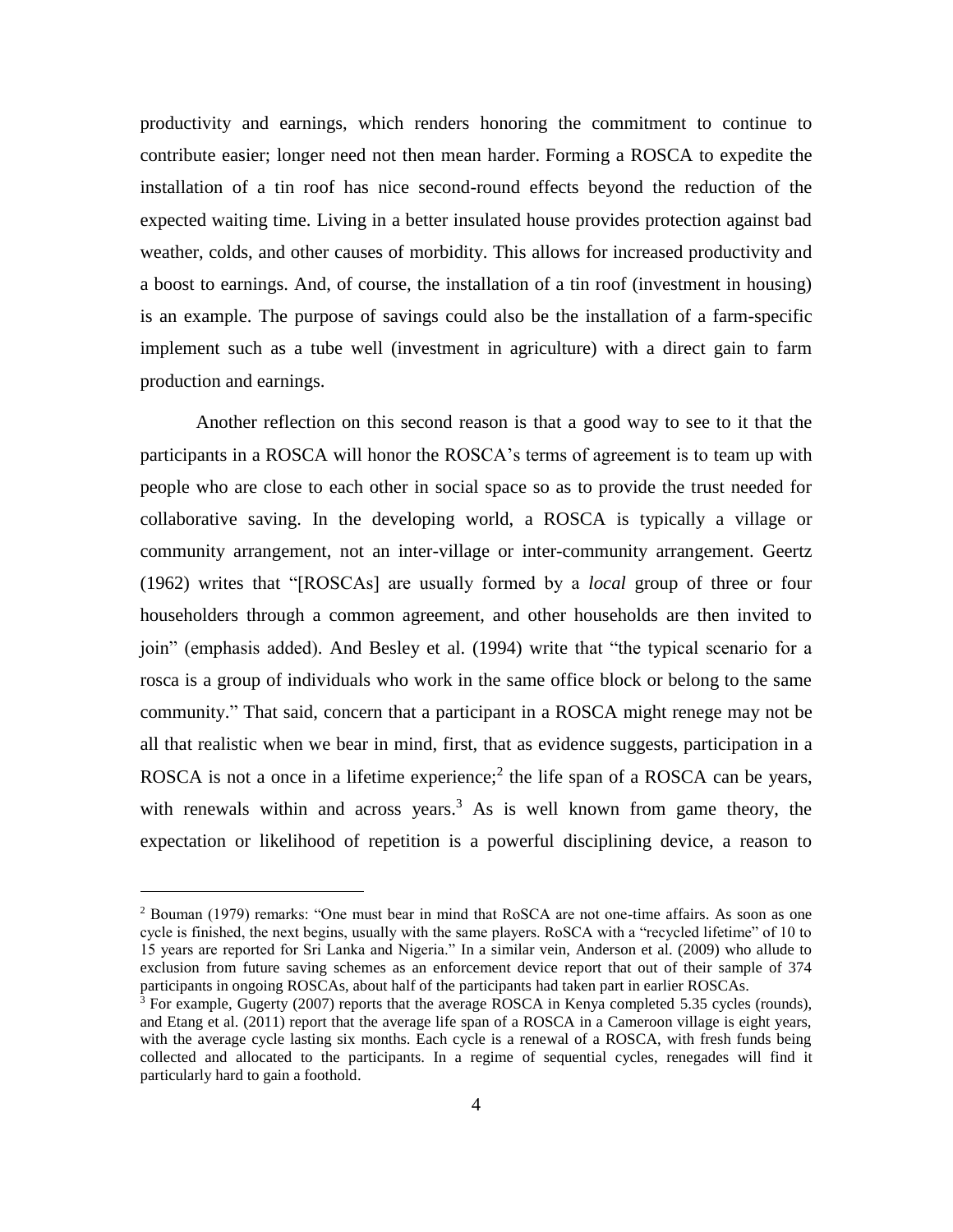productivity and earnings, which renders honoring the commitment to continue to contribute easier; longer need not then mean harder. Forming a ROSCA to expedite the installation of a tin roof has nice second-round effects beyond the reduction of the expected waiting time. Living in a better insulated house provides protection against bad weather, colds, and other causes of morbidity. This allows for increased productivity and a boost to earnings. And, of course, the installation of a tin roof (investment in housing) is an example. The purpose of savings could also be the installation of a farm-specific implement such as a tube well (investment in agriculture) with a direct gain to farm production and earnings.

Another reflection on this second reason is that a good way to see to it that the participants in a ROSCA will honor the ROSCA's terms of agreement is to team up with people who are close to each other in social space so as to provide the trust needed for collaborative saving. In the developing world, a ROSCA is typically a village or community arrangement, not an inter-village or inter-community arrangement. Geertz (1962) writes that "[ROSCAs] are usually formed by a *local* group of three or four householders through a common agreement, and other households are then invited to join" (emphasis added). And Besley et al. (1994) write that "the typical scenario for a rosca is a group of individuals who work in the same office block or belong to the same community." That said, concern that a participant in a ROSCA might renege may not be all that realistic when we bear in mind, first, that as evidence suggests, participation in a ROSCA is not a once in a lifetime experience;[2] the life span of a ROSCA can be years, with renewals within and across years.[3] As is well known from game theory, the expectation or likelihood of repetition is a powerful disciplining device, a reason to

---

[2] Bouman (1979) remarks: "One must bear in mind that RoSCA are not one-time affairs. As soon as one cycle is finished, the next begins, usually with the same players. RoSCA with a "recycled lifetime" of 10 to 15 years are reported for Sri Lanka and Nigeria." In a similar vein, Anderson et al. (2009) who allude to exclusion from future saving schemes as an enforcement device report that out of their sample of 374 participants in ongoing ROSCAs, about half of the participants had taken part in earlier ROSCAs.

[3] For example, Gugerty (2007) reports that the average ROSCA in Kenya completed 5.35 cycles (rounds), and Etang et al. (2011) report that the average life span of a ROSCA in a Cameroon village is eight years, with the average cycle lasting six months. Each cycle is a renewal of a ROSCA, with fresh funds being collected and allocated to the participants. In a regime of sequential cycles, renegades will find it particularly hard to gain a foothold.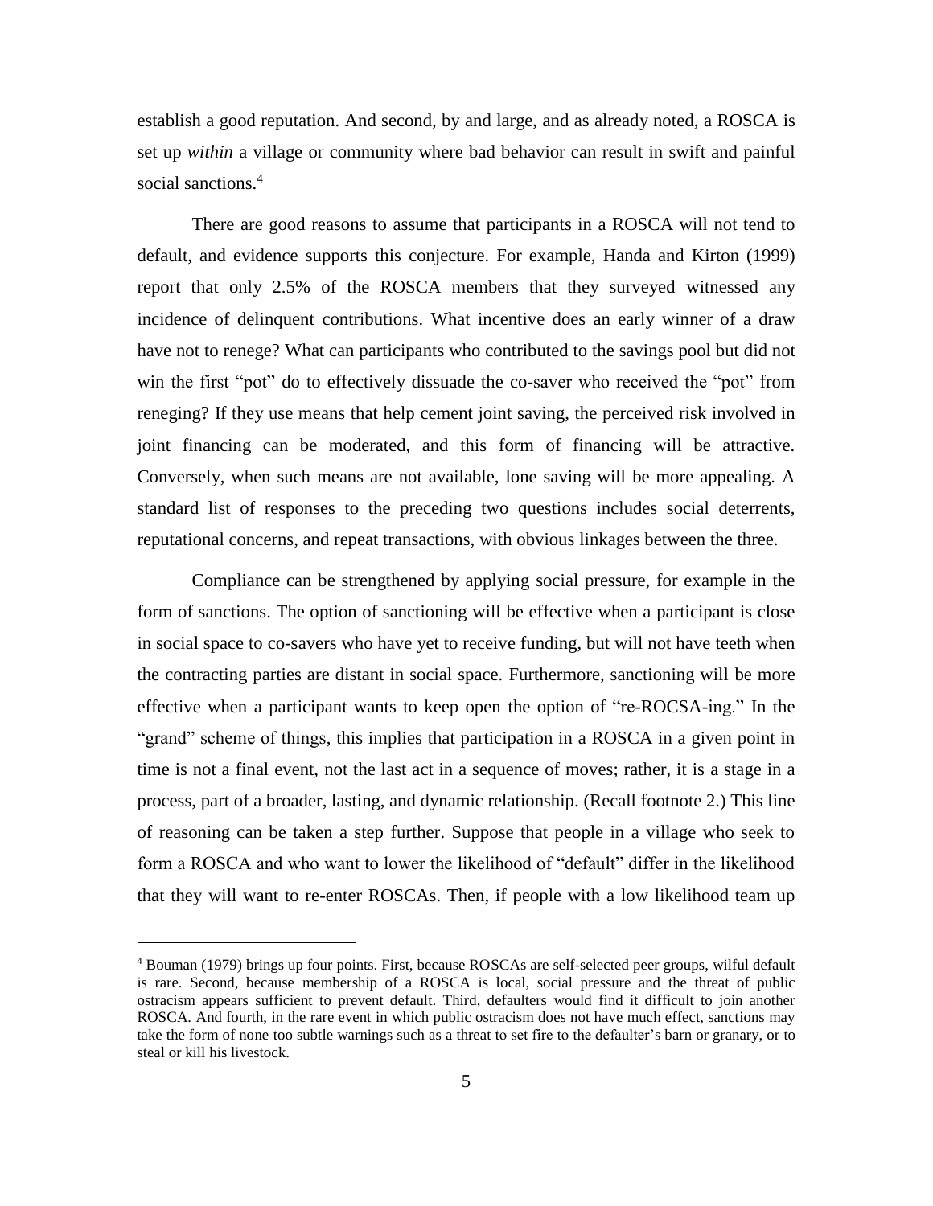establish a good reputation. And second, by and large, and as already noted, a ROSCA is set up *within* a village or community where bad behavior can result in swift and painful social sanctions.[4]

There are good reasons to assume that participants in a ROSCA will not tend to default, and evidence supports this conjecture. For example, Handa and Kirton (1999) report that only 2.5% of the ROSCA members that they surveyed witnessed any incidence of delinquent contributions. What incentive does an early winner of a draw have not to renege? What can participants who contributed to the savings pool but did not win the first "pot" do to effectively dissuade the co-saver who received the "pot" from reneging? If they use means that help cement joint saving, the perceived risk involved in joint financing can be moderated, and this form of financing will be attractive. Conversely, when such means are not available, lone saving will be more appealing. A standard list of responses to the preceding two questions includes social deterrents, reputational concerns, and repeat transactions, with obvious linkages between the three.

Compliance can be strengthened by applying social pressure, for example in the form of sanctions. The option of sanctioning will be effective when a participant is close in social space to co-savers who have yet to receive funding, but will not have teeth when the contracting parties are distant in social space. Furthermore, sanctioning will be more effective when a participant wants to keep open the option of "re-ROCSA-ing." In the "grand" scheme of things, this implies that participation in a ROSCA in a given point in time is not a final event, not the last act in a sequence of moves; rather, it is a stage in a process, part of a broader, lasting, and dynamic relationship. (Recall footnote 2.) This line of reasoning can be taken a step further. Suppose that people in a village who seek to form a ROSCA and who want to lower the likelihood of "default" differ in the likelihood that they will want to re-enter ROSCAs. Then, if people with a low likelihood team up

---

[4] Bouman (1979) brings up four points. First, because ROSCAs are self-selected peer groups, wilful default is rare. Second, because membership of a ROSCA is local, social pressure and the threat of public ostracism appears sufficient to prevent default. Third, defaulters would find it difficult to join another ROSCA. And fourth, in the rare event in which public ostracism does not have much effect, sanctions may take the form of none too subtle warnings such as a threat to set fire to the defaulter's barn or granary, or to steal or kill his livestock.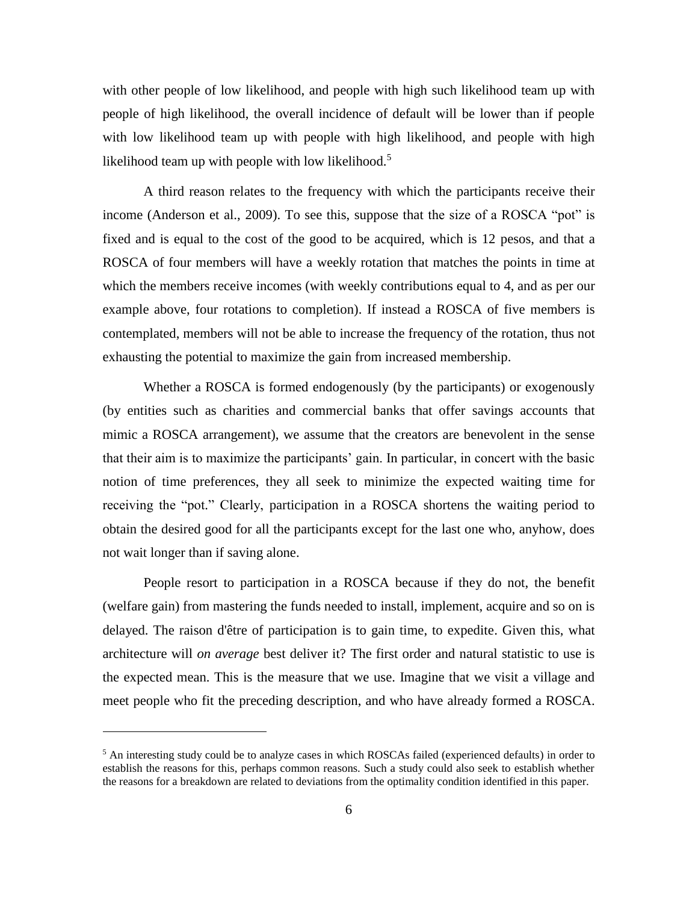with other people of low likelihood, and people with high such likelihood team up with people of high likelihood, the overall incidence of default will be lower than if people with low likelihood team up with people with high likelihood, and people with high likelihood team up with people with low likelihood.[5]

A third reason relates to the frequency with which the participants receive their income (Anderson et al., 2009). To see this, suppose that the size of a ROSCA "pot" is fixed and is equal to the cost of the good to be acquired, which is 12 pesos, and that a ROSCA of four members will have a weekly rotation that matches the points in time at which the members receive incomes (with weekly contributions equal to 4, and as per our example above, four rotations to completion). If instead a ROSCA of five members is contemplated, members will not be able to increase the frequency of the rotation, thus not exhausting the potential to maximize the gain from increased membership.

Whether a ROSCA is formed endogenously (by the participants) or exogenously (by entities such as charities and commercial banks that offer savings accounts that mimic a ROSCA arrangement), we assume that the creators are benevolent in the sense that their aim is to maximize the participants' gain. In particular, in concert with the basic notion of time preferences, they all seek to minimize the expected waiting time for receiving the "pot." Clearly, participation in a ROSCA shortens the waiting period to obtain the desired good for all the participants except for the last one who, anyhow, does not wait longer than if saving alone.

People resort to participation in a ROSCA because if they do not, the benefit (welfare gain) from mastering the funds needed to install, implement, acquire and so on is delayed. The raison d'être of participation is to gain time, to expedite. Given this, what architecture will *on average* best deliver it? The first order and natural statistic to use is the expected mean. This is the measure that we use. Imagine that we visit a village and meet people who fit the preceding description, and who have already formed a ROSCA.

[5] An interesting study could be to analyze cases in which ROSCAs failed (experienced defaults) in order to establish the reasons for this, perhaps common reasons. Such a study could also seek to establish whether the reasons for a breakdown are related to deviations from the optimality condition identified in this paper.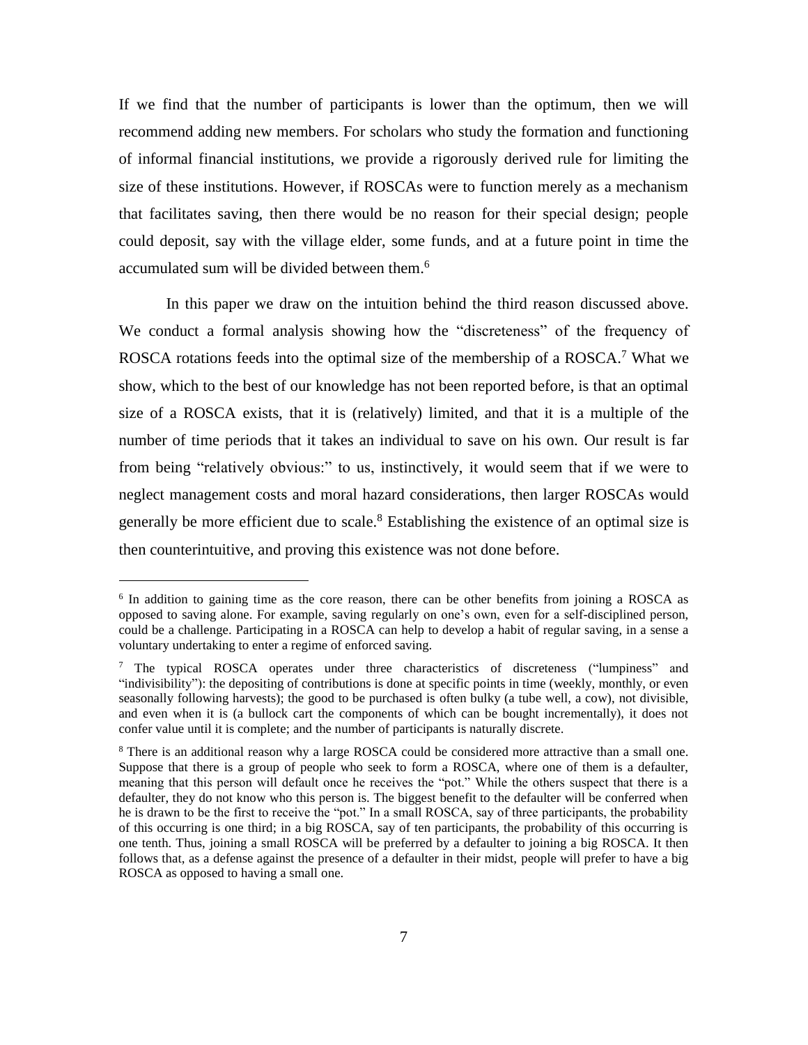If we find that the number of participants is lower than the optimum, then we will recommend adding new members. For scholars who study the formation and functioning of informal financial institutions, we provide a rigorously derived rule for limiting the size of these institutions. However, if ROSCAs were to function merely as a mechanism that facilitates saving, then there would be no reason for their special design; people could deposit, say with the village elder, some funds, and at a future point in time the accumulated sum will be divided between them.[6]

In this paper we draw on the intuition behind the third reason discussed above. We conduct a formal analysis showing how the "discreteness" of the frequency of ROSCA rotations feeds into the optimal size of the membership of a ROSCA.[7] What we show, which to the best of our knowledge has not been reported before, is that an optimal size of a ROSCA exists, that it is (relatively) limited, and that it is a multiple of the number of time periods that it takes an individual to save on his own. Our result is far from being "relatively obvious:" to us, instinctively, it would seem that if we were to neglect management costs and moral hazard considerations, then larger ROSCAs would generally be more efficient due to scale.[8] Establishing the existence of an optimal size is then counterintuitive, and proving this existence was not done before.

---

[6] In addition to gaining time as the core reason, there can be other benefits from joining a ROSCA as opposed to saving alone. For example, saving regularly on one's own, even for a self-disciplined person, could be a challenge. Participating in a ROSCA can help to develop a habit of regular saving, in a sense a voluntary undertaking to enter a regime of enforced saving.

[7] The typical ROSCA operates under three characteristics of discreteness ("lumpiness" and "indivisibility"): the depositing of contributions is done at specific points in time (weekly, monthly, or even seasonally following harvests); the good to be purchased is often bulky (a tube well, a cow), not divisible, and even when it is (a bullock cart the components of which can be bought incrementally), it does not confer value until it is complete; and the number of participants is naturally discrete.

[8] There is an additional reason why a large ROSCA could be considered more attractive than a small one. Suppose that there is a group of people who seek to form a ROSCA, where one of them is a defaulter, meaning that this person will default once he receives the "pot." While the others suspect that there is a defaulter, they do not know who this person is. The biggest benefit to the defaulter will be conferred when he is drawn to be the first to receive the "pot." In a small ROSCA, say of three participants, the probability of this occurring is one third; in a big ROSCA, say of ten participants, the probability of this occurring is one tenth. Thus, joining a small ROSCA will be preferred by a defaulter to joining a big ROSCA. It then follows that, as a defense against the presence of a defaulter in their midst, people will prefer to have a big ROSCA as opposed to having a small one.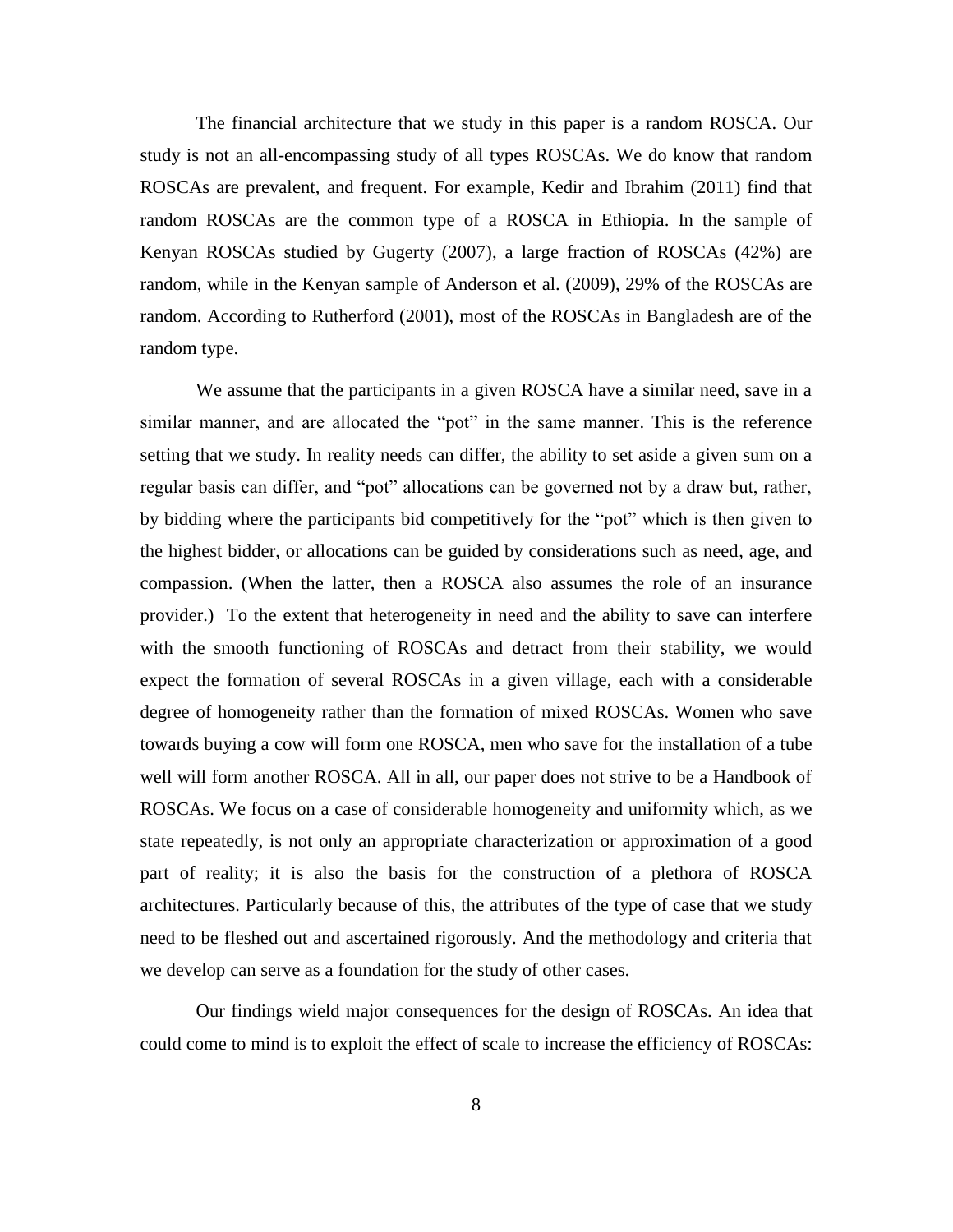The financial architecture that we study in this paper is a random ROSCA. Our study is not an all-encompassing study of all types ROSCAs. We do know that random ROSCAs are prevalent, and frequent. For example, Kedir and Ibrahim (2011) find that random ROSCAs are the common type of a ROSCA in Ethiopia. In the sample of Kenyan ROSCAs studied by Gugerty (2007), a large fraction of ROSCAs (42%) are random, while in the Kenyan sample of Anderson et al. (2009), 29% of the ROSCAs are random. According to Rutherford (2001), most of the ROSCAs in Bangladesh are of the random type.

We assume that the participants in a given ROSCA have a similar need, save in a similar manner, and are allocated the "pot" in the same manner. This is the reference setting that we study. In reality needs can differ, the ability to set aside a given sum on a regular basis can differ, and "pot" allocations can be governed not by a draw but, rather, by bidding where the participants bid competitively for the "pot" which is then given to the highest bidder, or allocations can be guided by considerations such as need, age, and compassion. (When the latter, then a ROSCA also assumes the role of an insurance provider.) To the extent that heterogeneity in need and the ability to save can interfere with the smooth functioning of ROSCAs and detract from their stability, we would expect the formation of several ROSCAs in a given village, each with a considerable degree of homogeneity rather than the formation of mixed ROSCAs. Women who save towards buying a cow will form one ROSCA, men who save for the installation of a tube well will form another ROSCA. All in all, our paper does not strive to be a Handbook of ROSCAs. We focus on a case of considerable homogeneity and uniformity which, as we state repeatedly, is not only an appropriate characterization or approximation of a good part of reality; it is also the basis for the construction of a plethora of ROSCA architectures. Particularly because of this, the attributes of the type of case that we study need to be fleshed out and ascertained rigorously. And the methodology and criteria that we develop can serve as a foundation for the study of other cases.

Our findings wield major consequences for the design of ROSCAs. An idea that could come to mind is to exploit the effect of scale to increase the efficiency of ROSCAs: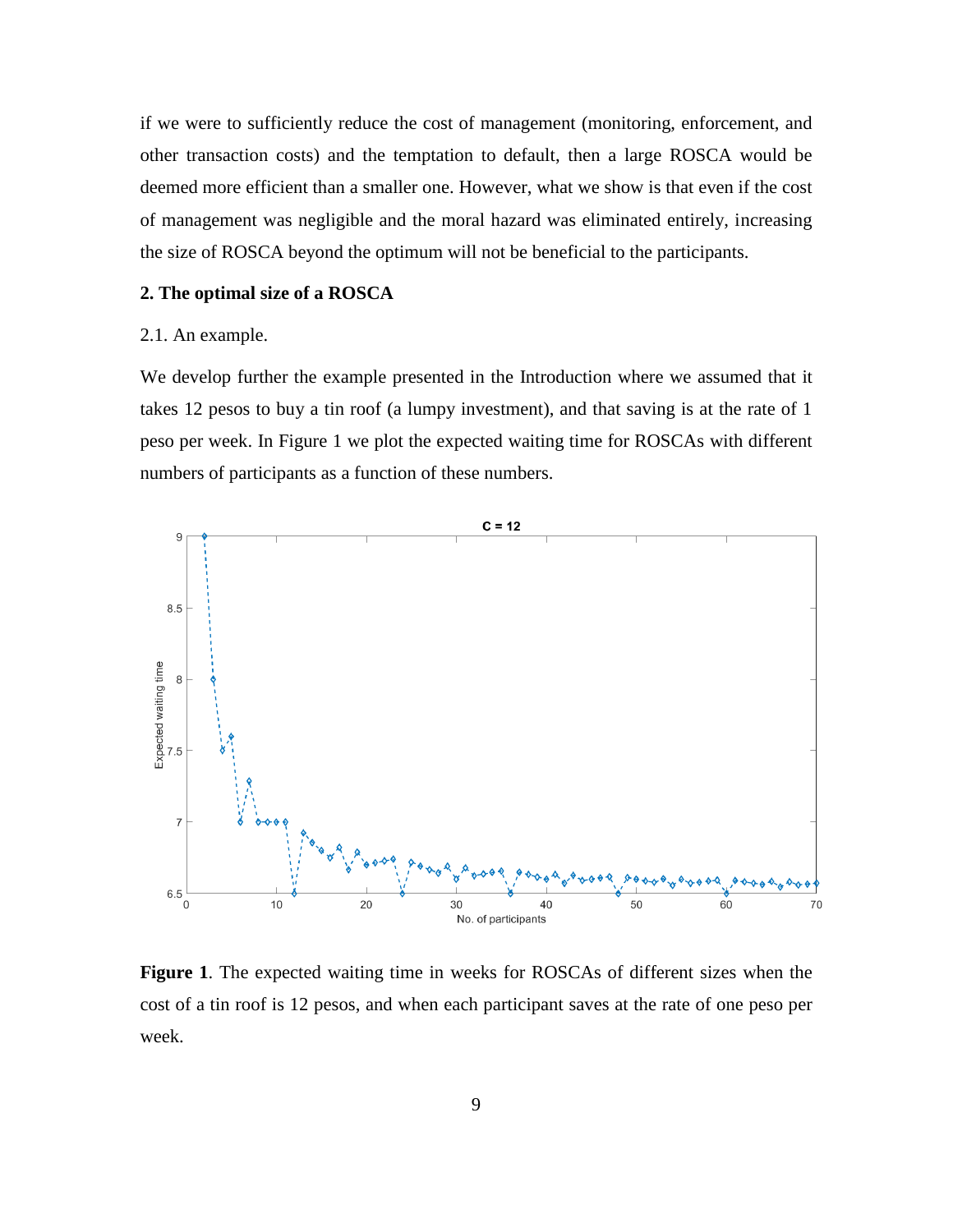if we were to sufficiently reduce the cost of management (monitoring, enforcement, and other transaction costs) and the temptation to default, then a large ROSCA would be deemed more efficient than a smaller one. However, what we show is that even if the cost of management was negligible and the moral hazard was eliminated entirely, increasing the size of ROSCA beyond the optimum will not be beneficial to the participants.

## 2. The optimal size of a ROSCA

### 2.1. An example.

We develop further the example presented in the Introduction where we assumed that it takes 12 pesos to buy a tin roof (a lumpy investment), and that saving is at the rate of 1 peso per week. In Figure 1 we plot the expected waiting time for ROSCAs with different numbers of participants as a function of these numbers.

**Figure 1**. The expected waiting time in weeks for ROSCAs of different sizes when the cost of a tin roof is 12 pesos, and when each participant saves at the rate of one peso per week.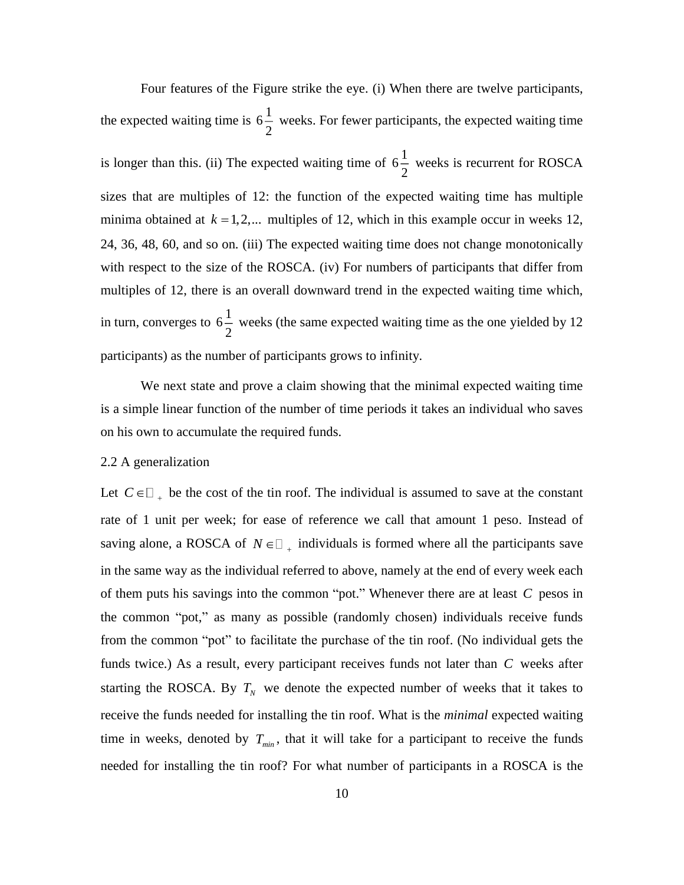Four features of the Figure strike the eye. (i) When there are twelve participants, the expected waiting time is $6\frac{1}{2}$ weeks. For fewer participants, the expected waiting time is longer than this. (ii) The expected waiting time of $6\frac{1}{2}$ weeks is recurrent for ROSCA sizes that are multiples of 12: the function of the expected waiting time has multiple minima obtained at $k = 1, 2, ...$ multiples of 12, which in this example occur in weeks 12, 24, 36, 48, 60, and so on. (iii) The expected waiting time does not change monotonically with respect to the size of the ROSCA. (iv) For numbers of participants that differ from multiples of 12, there is an overall downward trend in the expected waiting time which, in turn, converges to $6\frac{1}{2}$ weeks (the same expected waiting time as the one yielded by 12 participants) as the number of participants grows to infinity.

We next state and prove a claim showing that the minimal expected waiting time is a simple linear function of the number of time periods it takes an individual who saves on his own to accumulate the required funds.

## 2.2 A generalization

Let $C \in \mathbb{N}_+$ be the cost of the tin roof. The individual is assumed to save at the constant rate of 1 unit per week; for ease of reference we call that amount 1 peso. Instead of saving alone, a ROSCA of $N \in \mathbb{N}_+$ individuals is formed where all the participants save in the same way as the individual referred to above, namely at the end of every week each of them puts his savings into the common "pot." Whenever there are at least $C$ pesos in the common "pot," as many as possible (randomly chosen) individuals receive funds from the common "pot" to facilitate the purchase of the tin roof. (No individual gets the funds twice.) As a result, every participant receives funds not later than $C$ weeks after starting the ROSCA. By $T_N$ we denote the expected number of weeks that it takes to receive the funds needed for installing the tin roof. What is the *minimal* expected waiting time in weeks, denoted by $T_{min}$, that it will take for a participant to receive the funds needed for installing the tin roof? For what number of participants in a ROSCA is the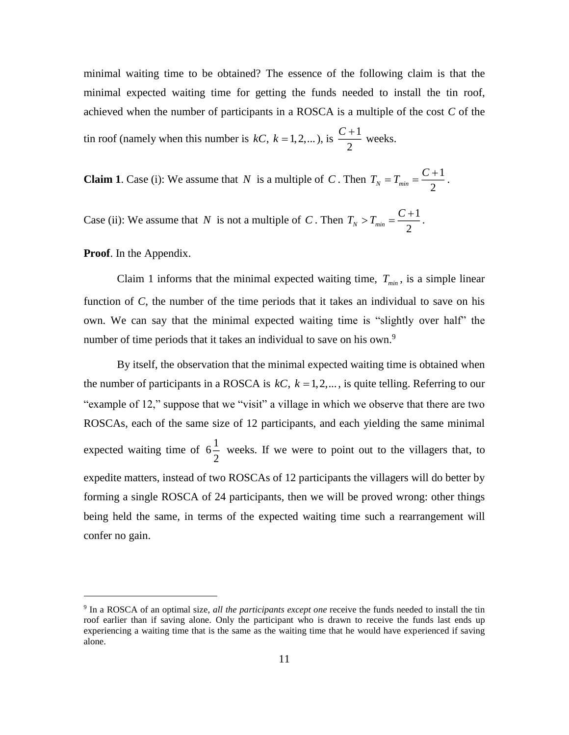minimal waiting time to be obtained? The essence of the following claim is that the minimal expected waiting time for getting the funds needed to install the tin roof, achieved when the number of participants in a ROSCA is a multiple of the cost *C* of the tin roof (namely when this number is $kC,\ k = 1, 2, ...$), is $\frac{C+1}{2}$ weeks.

**Claim 1**. Case (i): We assume that $N$ is a multiple of $C$. Then $T_N = T_{min} = \frac{C+1}{2}$.

Case (ii): We assume that $N$ is not a multiple of $C$. Then $T_N > T_{min} = \frac{C+1}{2}$.

**Proof**. In the Appendix.

Claim 1 informs that the minimal expected waiting time, $T_{min}$, is a simple linear function of *C*, the number of the time periods that it takes an individual to save on his own. We can say that the minimal expected waiting time is "slightly over half" the number of time periods that it takes an individual to save on his own.[9]

By itself, the observation that the minimal expected waiting time is obtained when the number of participants in a ROSCA is $kC,\ k = 1, 2, ...$, is quite telling. Referring to our "example of 12," suppose that we "visit" a village in which we observe that there are two ROSCAs, each of the same size of 12 participants, and each yielding the same minimal expected waiting time of $6\frac{1}{2}$ weeks. If we were to point out to the villagers that, to expedite matters, instead of two ROSCAs of 12 participants the villagers will do better by forming a single ROSCA of 24 participants, then we will be proved wrong: other things being held the same, in terms of the expected waiting time such a rearrangement will confer no gain.

[9] In a ROSCA of an optimal size, *all the participants except one* receive the funds needed to install the tin roof earlier than if saving alone. Only the participant who is drawn to receive the funds last ends up experiencing a waiting time that is the same as the waiting time that he would have experienced if saving alone.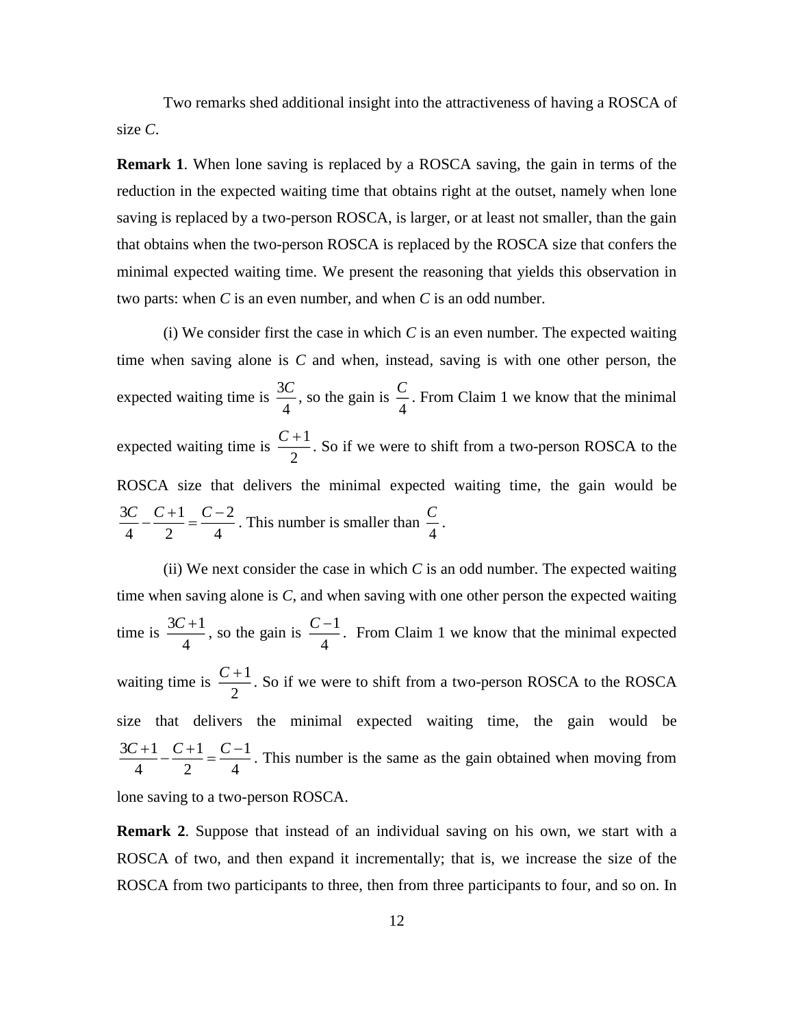Two remarks shed additional insight into the attractiveness of having a ROSCA of size $C$.

**Remark 1**. When lone saving is replaced by a ROSCA saving, the gain in terms of the reduction in the expected waiting time that obtains right at the outset, namely when lone saving is replaced by a two-person ROSCA, is larger, or at least not smaller, than the gain that obtains when the two-person ROSCA is replaced by the ROSCA size that confers the minimal expected waiting time. We present the reasoning that yields this observation in two parts: when $C$ is an even number, and when $C$ is an odd number.

(i) We consider first the case in which $C$ is an even number. The expected waiting time when saving alone is $C$ and when, instead, saving is with one other person, the expected waiting time is $\frac{3C}{4}$, so the gain is $\frac{C}{4}$. From Claim 1 we know that the minimal expected waiting time is $\frac{C+1}{2}$. So if we were to shift from a two-person ROSCA to the ROSCA size that delivers the minimal expected waiting time, the gain would be $\frac{3C}{4} - \frac{C+1}{2} = \frac{C-2}{4}$. This number is smaller than $\frac{C}{4}$.

(ii) We next consider the case in which $C$ is an odd number. The expected waiting time when saving alone is $C$, and when saving with one other person the expected waiting time is $\frac{3C+1}{4}$, so the gain is $\frac{C-1}{4}$. From Claim 1 we know that the minimal expected waiting time is $\frac{C+1}{2}$. So if we were to shift from a two-person ROSCA to the ROSCA size that delivers the minimal expected waiting time, the gain would be $\frac{3C+1}{4} - \frac{C+1}{2} = \frac{C-1}{4}$. This number is the same as the gain obtained when moving from lone saving to a two-person ROSCA.

**Remark 2**. Suppose that instead of an individual saving on his own, we start with a ROSCA of two, and then expand it incrementally; that is, we increase the size of the ROSCA from two participants to three, then from three participants to four, and so on. In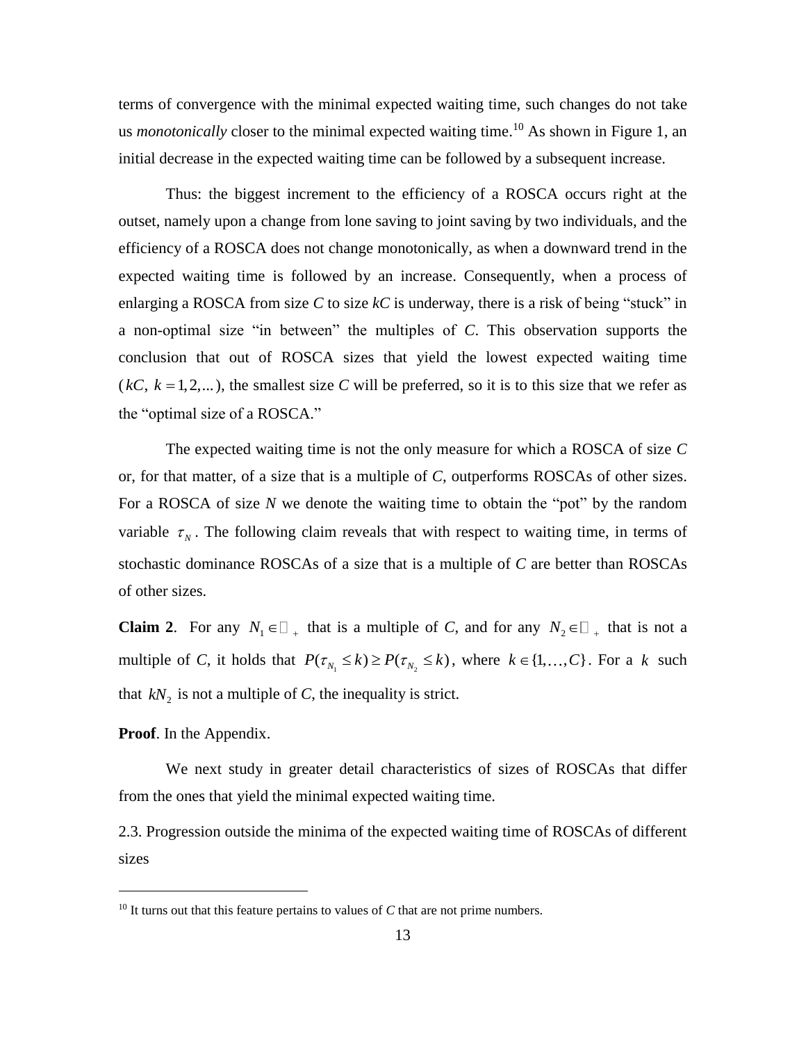terms of convergence with the minimal expected waiting time, such changes do not take us *monotonically* closer to the minimal expected waiting time.[10] As shown in Figure 1, an initial decrease in the expected waiting time can be followed by a subsequent increase.

Thus: the biggest increment to the efficiency of a ROSCA occurs right at the outset, namely upon a change from lone saving to joint saving by two individuals, and the efficiency of a ROSCA does not change monotonically, as when a downward trend in the expected waiting time is followed by an increase. Consequently, when a process of enlarging a ROSCA from size $C$ to size $kC$ is underway, there is a risk of being "stuck" in a non-optimal size "in between" the multiples of $C$. This observation supports the conclusion that out of ROSCA sizes that yield the lowest expected waiting time ($kC,\ k = 1, 2, \ldots$), the smallest size $C$ will be preferred, so it is to this size that we refer as the "optimal size of a ROSCA."

The expected waiting time is not the only measure for which a ROSCA of size $C$ or, for that matter, of a size that is a multiple of $C$, outperforms ROSCAs of other sizes. For a ROSCA of size $N$ we denote the waiting time to obtain the "pot" by the random variable $\tau_N$. The following claim reveals that with respect to waiting time, in terms of stochastic dominance ROSCAs of a size that is a multiple of $C$ are better than ROSCAs of other sizes.

**Claim 2**. For any $N_1 \in \mathbb{N}_+$ that is a multiple of $C$, and for any $N_2 \in \mathbb{N}_+$ that is not a multiple of $C$, it holds that $P(\tau_{N_1} \leq k) \geq P(\tau_{N_2} \leq k)$, where $k \in \{1, \ldots, C\}$. For a $k$ such that $kN_2$ is not a multiple of $C$, the inequality is strict.

**Proof**. In the Appendix.

We next study in greater detail characteristics of sizes of ROSCAs that differ from the ones that yield the minimal expected waiting time.

2.3. Progression outside the minima of the expected waiting time of ROSCAs of different sizes

[10] It turns out that this feature pertains to values of $C$ that are not prime numbers.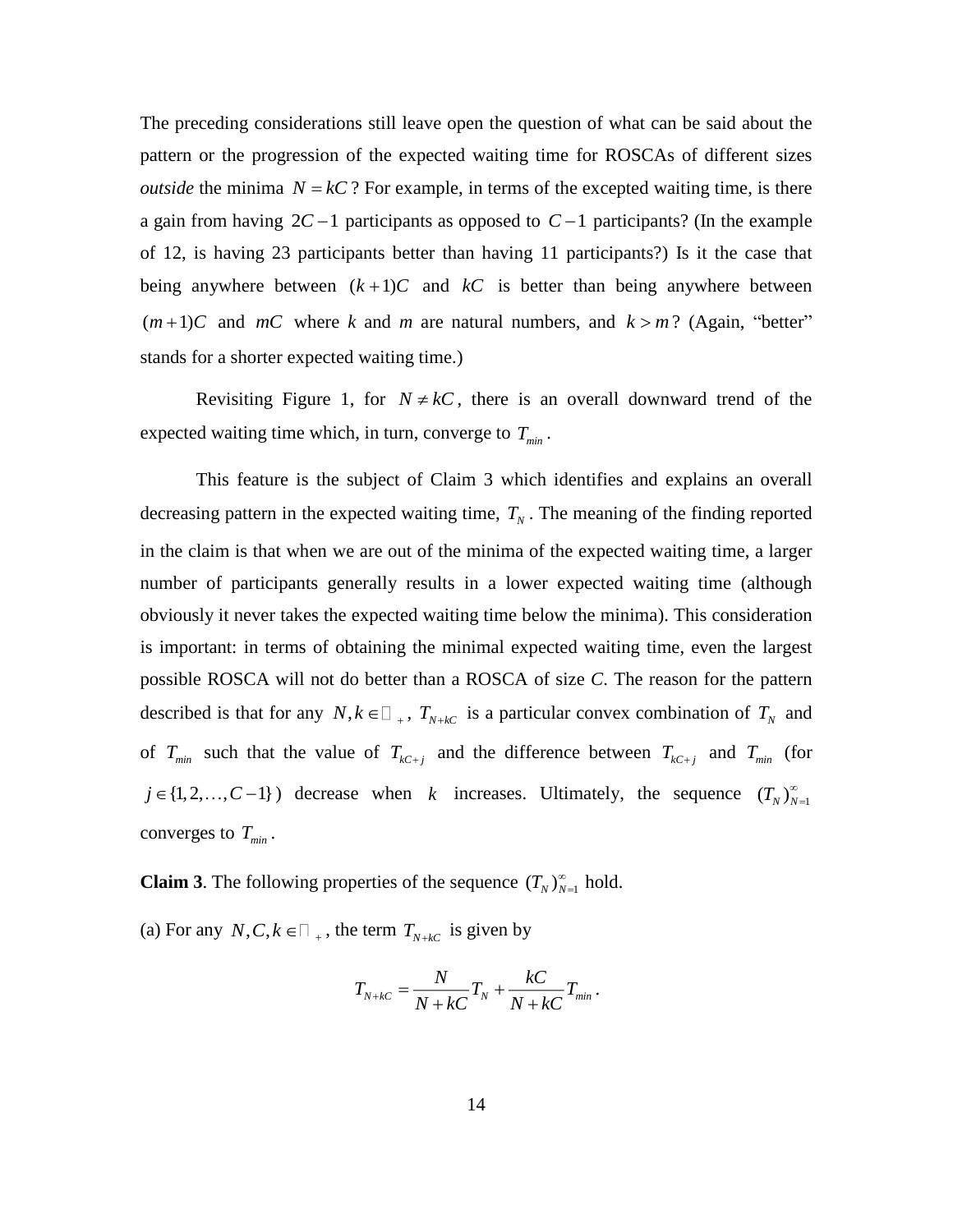The preceding considerations still leave open the question of what can be said about the pattern or the progression of the expected waiting time for ROSCAs of different sizes *outside* the minima $N = kC$? For example, in terms of the excepted waiting time, is there a gain from having $2C-1$ participants as opposed to $C-1$ participants? (In the example of 12, is having 23 participants better than having 11 participants?) Is it the case that being anywhere between $(k+1)C$ and $kC$ is better than being anywhere between $(m+1)C$ and $mC$ where $k$ and $m$ are natural numbers, and $k > m$? (Again, "better" stands for a shorter expected waiting time.)

Revisiting Figure 1, for $N \neq kC$, there is an overall downward trend of the expected waiting time which, in turn, converge to $T_{min}$.

This feature is the subject of Claim 3 which identifies and explains an overall decreasing pattern in the expected waiting time, $T_N$. The meaning of the finding reported in the claim is that when we are out of the minima of the expected waiting time, a larger number of participants generally results in a lower expected waiting time (although obviously it never takes the expected waiting time below the minima). This consideration is important: in terms of obtaining the minimal expected waiting time, even the largest possible ROSCA will not do better than a ROSCA of size *C*. The reason for the pattern described is that for any $N, k \in \mathbb{N}_+$, $T_{N+kC}$ is a particular convex combination of $T_N$ and of $T_{min}$ such that the value of $T_{kC+j}$ and the difference between $T_{kC+j}$ and $T_{min}$ (for $j \in \{1, 2, \ldots, C-1\}$) decrease when $k$ increases. Ultimately, the sequence $(T_N)_{N=1}^{\infty}$ converges to $T_{min}$.

**Claim 3**. The following properties of the sequence $(T_N)_{N=1}^{\infty}$ hold.

(a) For any $N, C, k \in \mathbb{N}_+$, the term $T_{N+kC}$ is given by

$$T_{N+kC} = \frac{N}{N+kC} T_N + \frac{kC}{N+kC} T_{min}.$$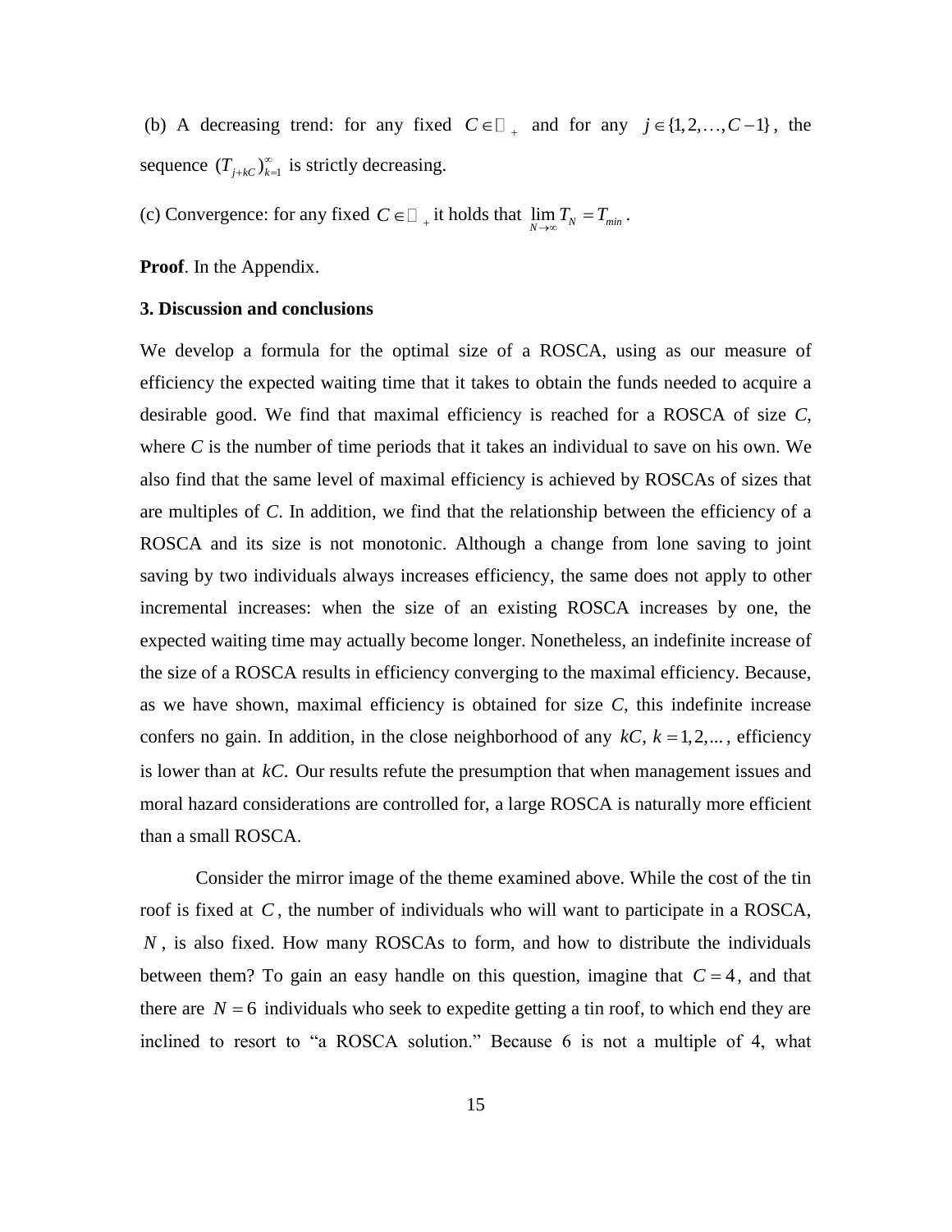(b) A decreasing trend: for any fixed $C \in \mathbb{N}_+$ and for any $j \in \{1, 2, \ldots, C-1\}$, the sequence $(T_{j+kC})_{k=1}^{\infty}$ is strictly decreasing.

(c) Convergence: for any fixed $C \in \mathbb{N}_+$ it holds that $\lim_{N \to \infty} T_N = T_{min}$.

**Proof**. In the Appendix.

### 3. Discussion and conclusions

We develop a formula for the optimal size of a ROSCA, using as our measure of efficiency the expected waiting time that it takes to obtain the funds needed to acquire a desirable good. We find that maximal efficiency is reached for a ROSCA of size *C*, where *C* is the number of time periods that it takes an individual to save on his own. We also find that the same level of maximal efficiency is achieved by ROSCAs of sizes that are multiples of *C*. In addition, we find that the relationship between the efficiency of a ROSCA and its size is not monotonic. Although a change from lone saving to joint saving by two individuals always increases efficiency, the same does not apply to other incremental increases: when the size of an existing ROSCA increases by one, the expected waiting time may actually become longer. Nonetheless, an indefinite increase of the size of a ROSCA results in efficiency converging to the maximal efficiency. Because, as we have shown, maximal efficiency is obtained for size *C*, this indefinite increase confers no gain. In addition, in the close neighborhood of any $kC$, $k = 1, 2, \ldots$, efficiency is lower than at $kC$. Our results refute the presumption that when management issues and moral hazard considerations are controlled for, a large ROSCA is naturally more efficient than a small ROSCA.

Consider the mirror image of the theme examined above. While the cost of the tin roof is fixed at $C$, the number of individuals who will want to participate in a ROSCA, $N$, is also fixed. How many ROSCAs to form, and how to distribute the individuals between them? To gain an easy handle on this question, imagine that $C = 4$, and that there are $N = 6$ individuals who seek to expedite getting a tin roof, to which end they are inclined to resort to "a ROSCA solution." Because 6 is not a multiple of 4, what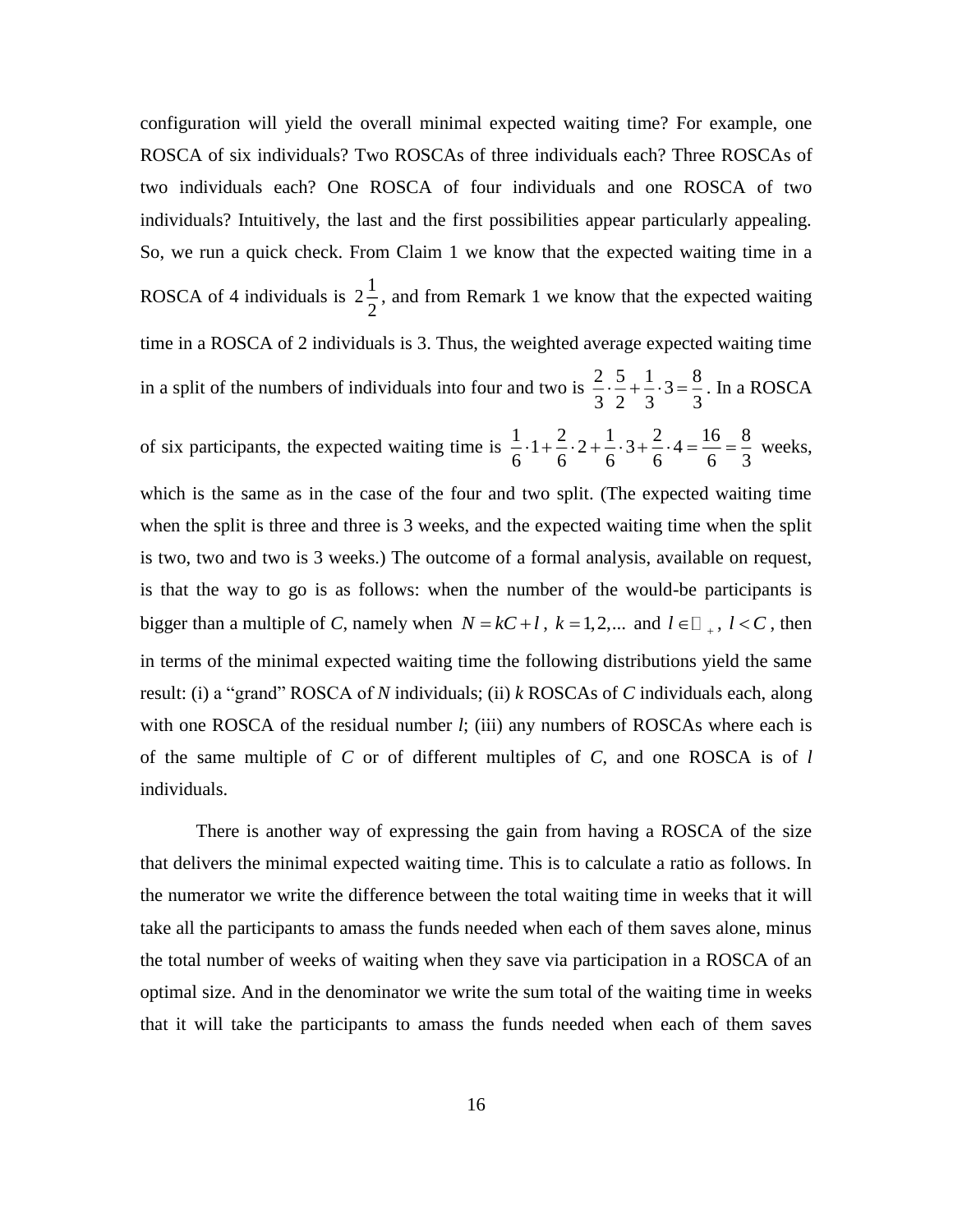configuration will yield the overall minimal expected waiting time? For example, one ROSCA of six individuals? Two ROSCAs of three individuals each? Three ROSCAs of two individuals each? One ROSCA of four individuals and one ROSCA of two individuals? Intuitively, the last and the first possibilities appear particularly appealing. So, we run a quick check. From Claim 1 we know that the expected waiting time in a ROSCA of 4 individuals is $2\frac{1}{2}$, and from Remark 1 we know that the expected waiting time in a ROSCA of 2 individuals is 3. Thus, the weighted average expected waiting time in a split of the numbers of individuals into four and two is $\frac{2}{3}\cdot\frac{5}{2}+\frac{1}{3}\cdot 3=\frac{8}{3}$. In a ROSCA of six participants, the expected waiting time is $\frac{1}{6}\cdot 1+\frac{2}{6}\cdot 2+\frac{1}{6}\cdot 3+\frac{2}{6}\cdot 4=\frac{16}{6}=\frac{8}{3}$ weeks, which is the same as in the case of the four and two split. (The expected waiting time when the split is three and three is 3 weeks, and the expected waiting time when the split is two, two and two is 3 weeks.) The outcome of a formal analysis, available on request, is that the way to go is as follows: when the number of the would-be participants is bigger than a multiple of *C*, namely when $N=kC+l$, $k=1,2,...$ and $l\in\mathbb{N}_+$, $l<C$, then in terms of the minimal expected waiting time the following distributions yield the same result: (i) a "grand" ROSCA of *N* individuals; (ii) *k* ROSCAs of *C* individuals each, along with one ROSCA of the residual number *l*; (iii) any numbers of ROSCAs where each is of the same multiple of *C* or of different multiples of *C*, and one ROSCA is of *l* individuals.

There is another way of expressing the gain from having a ROSCA of the size that delivers the minimal expected waiting time. This is to calculate a ratio as follows. In the numerator we write the difference between the total waiting time in weeks that it will take all the participants to amass the funds needed when each of them saves alone, minus the total number of weeks of waiting when they save via participation in a ROSCA of an optimal size. And in the denominator we write the sum total of the waiting time in weeks that it will take the participants to amass the funds needed when each of them saves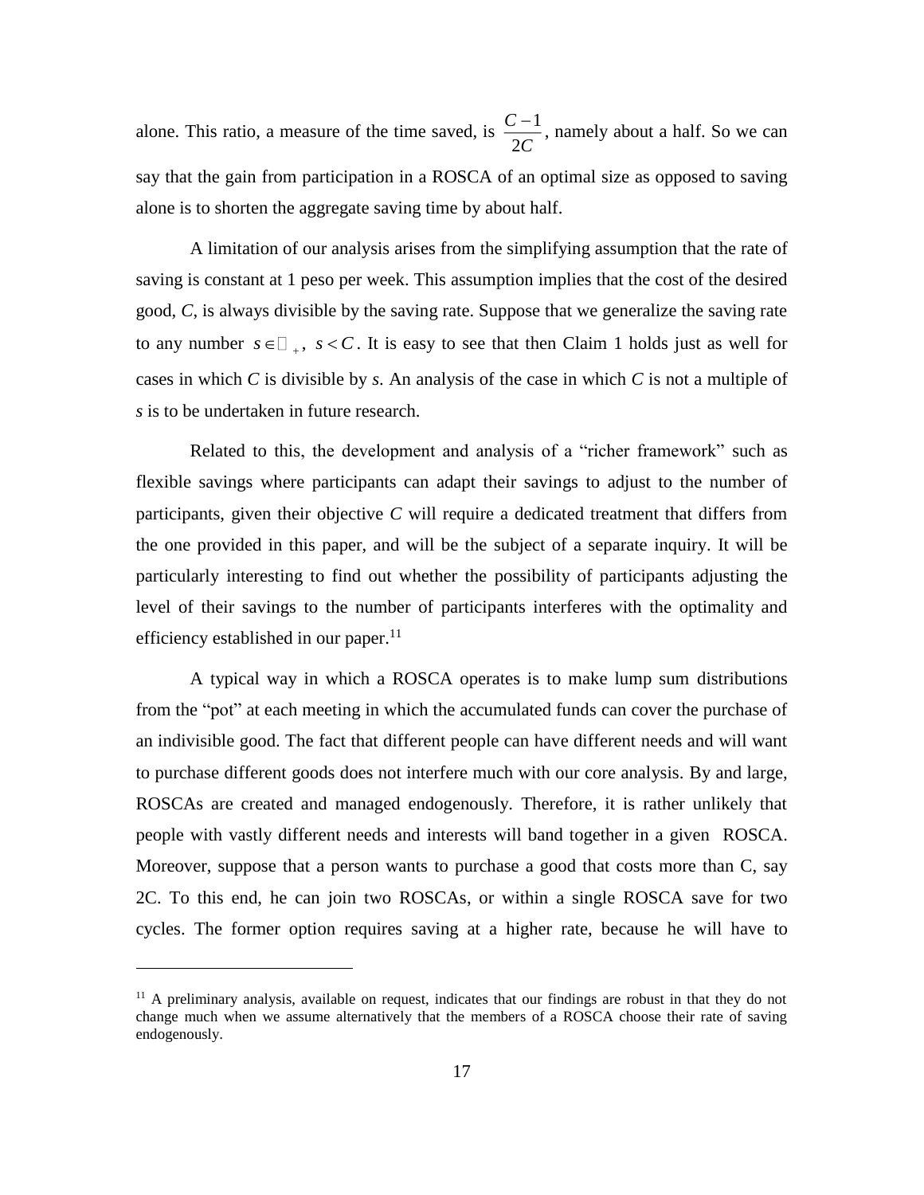alone. This ratio, a measure of the time saved, is $\frac{C-1}{2C}$, namely about a half. So we can say that the gain from participation in a ROSCA of an optimal size as opposed to saving alone is to shorten the aggregate saving time by about half.

A limitation of our analysis arises from the simplifying assumption that the rate of saving is constant at 1 peso per week. This assumption implies that the cost of the desired good, *C*, is always divisible by the saving rate. Suppose that we generalize the saving rate to any number $s \in \mathbb{R}_+$, $s < C$. It is easy to see that then Claim 1 holds just as well for cases in which *C* is divisible by *s*. An analysis of the case in which *C* is not a multiple of *s* is to be undertaken in future research.

Related to this, the development and analysis of a "richer framework" such as flexible savings where participants can adapt their savings to adjust to the number of participants, given their objective *C* will require a dedicated treatment that differs from the one provided in this paper, and will be the subject of a separate inquiry. It will be particularly interesting to find out whether the possibility of participants adjusting the level of their savings to the number of participants interferes with the optimality and efficiency established in our paper.[11]

A typical way in which a ROSCA operates is to make lump sum distributions from the "pot" at each meeting in which the accumulated funds can cover the purchase of an indivisible good. The fact that different people can have different needs and will want to purchase different goods does not interfere much with our core analysis. By and large, ROSCAs are created and managed endogenously. Therefore, it is rather unlikely that people with vastly different needs and interests will band together in a given ROSCA. Moreover, suppose that a person wants to purchase a good that costs more than C, say 2C. To this end, he can join two ROSCAs, or within a single ROSCA save for two cycles. The former option requires saving at a higher rate, because he will have to

---

[11] A preliminary analysis, available on request, indicates that our findings are robust in that they do not change much when we assume alternatively that the members of a ROSCA choose their rate of saving endogenously.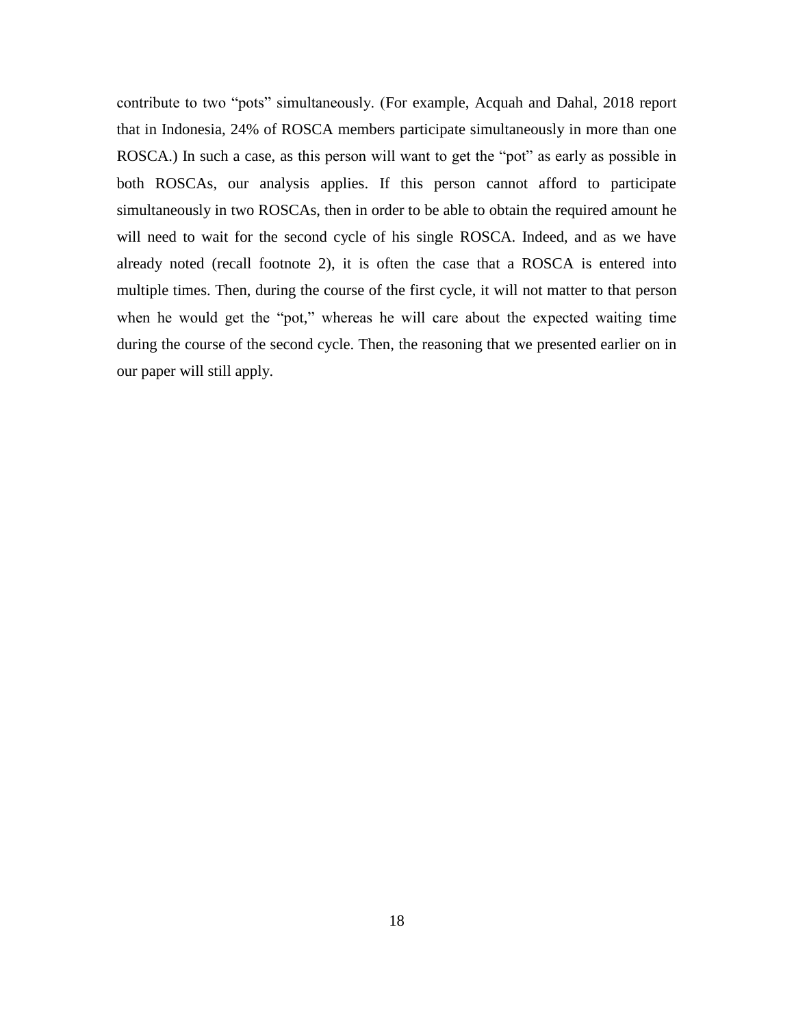contribute to two "pots" simultaneously. (For example, Acquah and Dahal, 2018 report that in Indonesia, 24% of ROSCA members participate simultaneously in more than one ROSCA.) In such a case, as this person will want to get the "pot" as early as possible in both ROSCAs, our analysis applies. If this person cannot afford to participate simultaneously in two ROSCAs, then in order to be able to obtain the required amount he will need to wait for the second cycle of his single ROSCA. Indeed, and as we have already noted (recall footnote 2), it is often the case that a ROSCA is entered into multiple times. Then, during the course of the first cycle, it will not matter to that person when he would get the "pot," whereas he will care about the expected waiting time during the course of the second cycle. Then, the reasoning that we presented earlier on in our paper will still apply.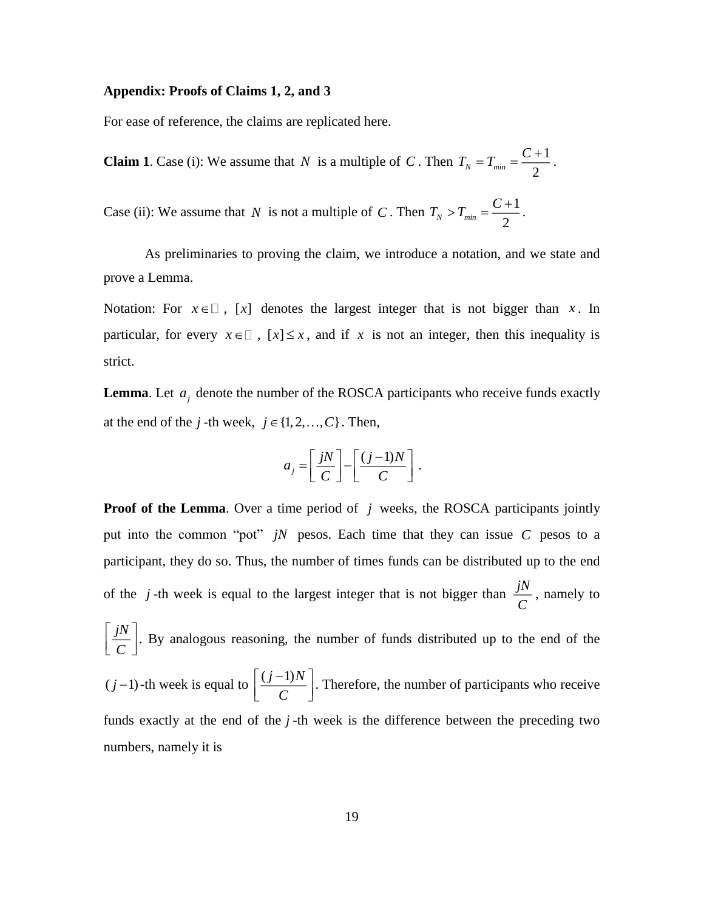**Appendix: Proofs of Claims 1, 2, and 3**

For ease of reference, the claims are replicated here.

**Claim 1**. Case (i): We assume that $N$ is a multiple of $C$. Then $T_N = T_{min} = \dfrac{C+1}{2}$.

Case (ii): We assume that $N$ is not a multiple of $C$. Then $T_N > T_{min} = \dfrac{C+1}{2}$.

As preliminaries to proving the claim, we introduce a notation, and we state and prove a Lemma.

Notation: For $x \in \mathbb{R}$, $[x]$ denotes the largest integer that is not bigger than $x$. In particular, for every $x \in \mathbb{R}$, $[x] \leq x$, and if $x$ is not an integer, then this inequality is strict.

**Lemma**. Let $a_j$ denote the number of the ROSCA participants who receive funds exactly at the end of the $j$-th week, $j \in \{1, 2, \ldots, C\}$. Then,

$$a_j = \left[ \frac{jN}{C} \right] - \left[ \frac{(j-1)N}{C} \right].$$

**Proof of the Lemma**. Over a time period of $j$ weeks, the ROSCA participants jointly put into the common "pot" $jN$ pesos. Each time that they can issue $C$ pesos to a participant, they do so. Thus, the number of times funds can be distributed up to the end of the $j$-th week is equal to the largest integer that is not bigger than $\dfrac{jN}{C}$, namely to $\left[ \dfrac{jN}{C} \right]$. By analogous reasoning, the number of funds distributed up to the end of the $(j-1)$-th week is equal to $\left[ \dfrac{(j-1)N}{C} \right]$. Therefore, the number of participants who receive funds exactly at the end of the $j$-th week is the difference between the preceding two numbers, namely it is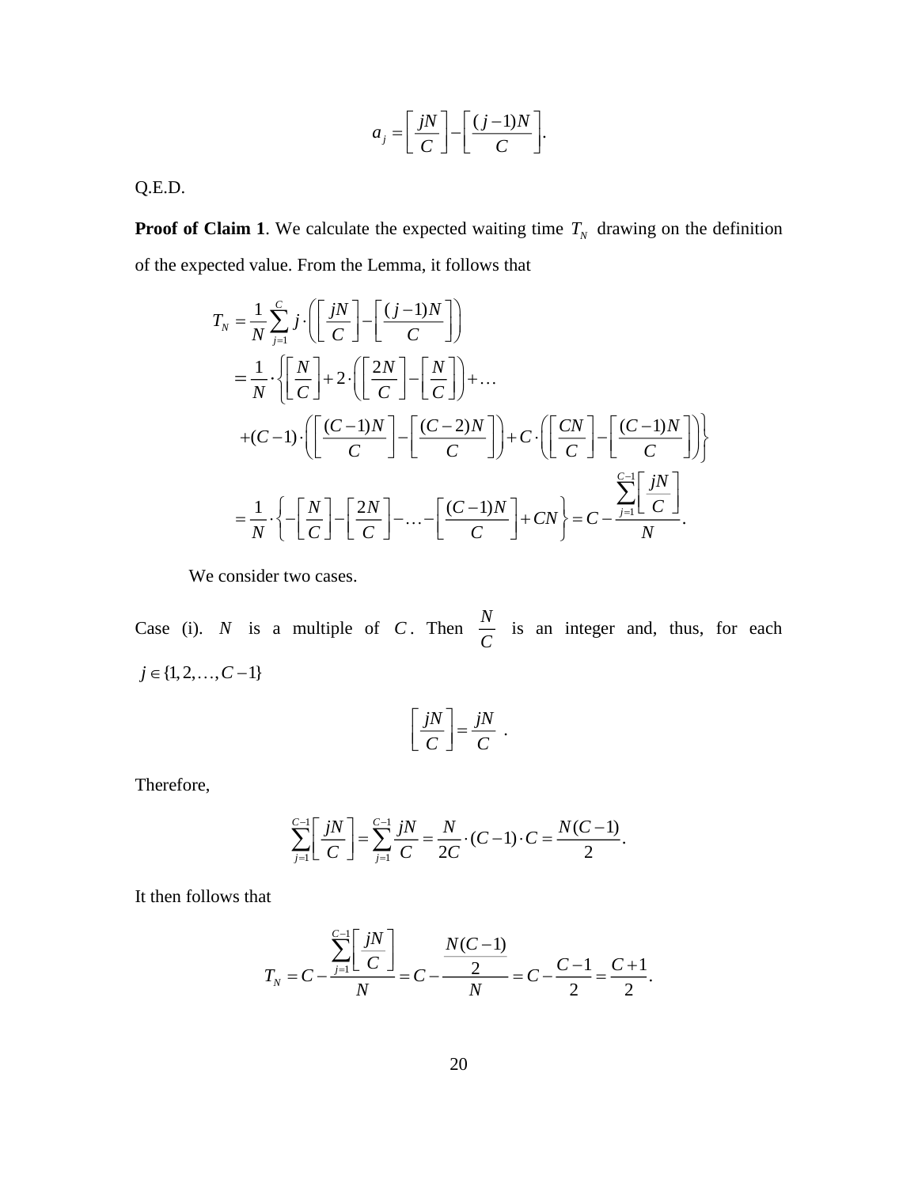$$a_j = \left[ \frac{jN}{C} \right] - \left[ \frac{(j-1)N}{C} \right].$$

Q.E.D.

**Proof of Claim 1**. We calculate the expected waiting time $T_N$ drawing on the definition of the expected value. From the Lemma, it follows that

$$
\begin{aligned}
T_N &= \frac{1}{N} \sum_{j=1}^{C} j \cdot \left( \left[ \frac{jN}{C} \right] - \left[ \frac{(j-1)N}{C} \right] \right) \\
&= \frac{1}{N} \cdot \left\{ \left[ \frac{N}{C} \right] + 2 \cdot \left( \left[ \frac{2N}{C} \right] - \left[ \frac{N}{C} \right] \right) + \ldots \right. \\
&\quad \left. +(C-1) \cdot \left( \left[ \frac{(C-1)N}{C} \right] - \left[ \frac{(C-2)N}{C} \right] \right) + C \cdot \left( \left[ \frac{CN}{C} \right] - \left[ \frac{(C-1)N}{C} \right] \right) \right\} \\
&= \frac{1}{N} \cdot \left\{ - \left[ \frac{N}{C} \right] - \left[ \frac{2N}{C} \right] - \ldots - \left[ \frac{(C-1)N}{C} \right] + CN \right\} = C - \frac{\sum_{j=1}^{C-1} \left[ \frac{jN}{C} \right]}{N}.
\end{aligned}
$$

We consider two cases.

Case (i). $N$ is a multiple of $C$. Then $\frac{N}{C}$ is an integer and, thus, for each $j \in \{1, 2, \ldots, C-1\}$

$$\left[ \frac{jN}{C} \right] = \frac{jN}{C} \; .$$

Therefore,

$$\sum_{j=1}^{C-1} \left[ \frac{jN}{C} \right] = \sum_{j=1}^{C-1} \frac{jN}{C} = \frac{N}{2C} \cdot (C-1) \cdot C = \frac{N(C-1)}{2}.$$

It then follows that

$$T_N = C - \frac{\sum_{j=1}^{C-1} \left[ \frac{jN}{C} \right]}{N} = C - \frac{\frac{N(C-1)}{2}}{N} = C - \frac{C-1}{2} = \frac{C+1}{2}.$$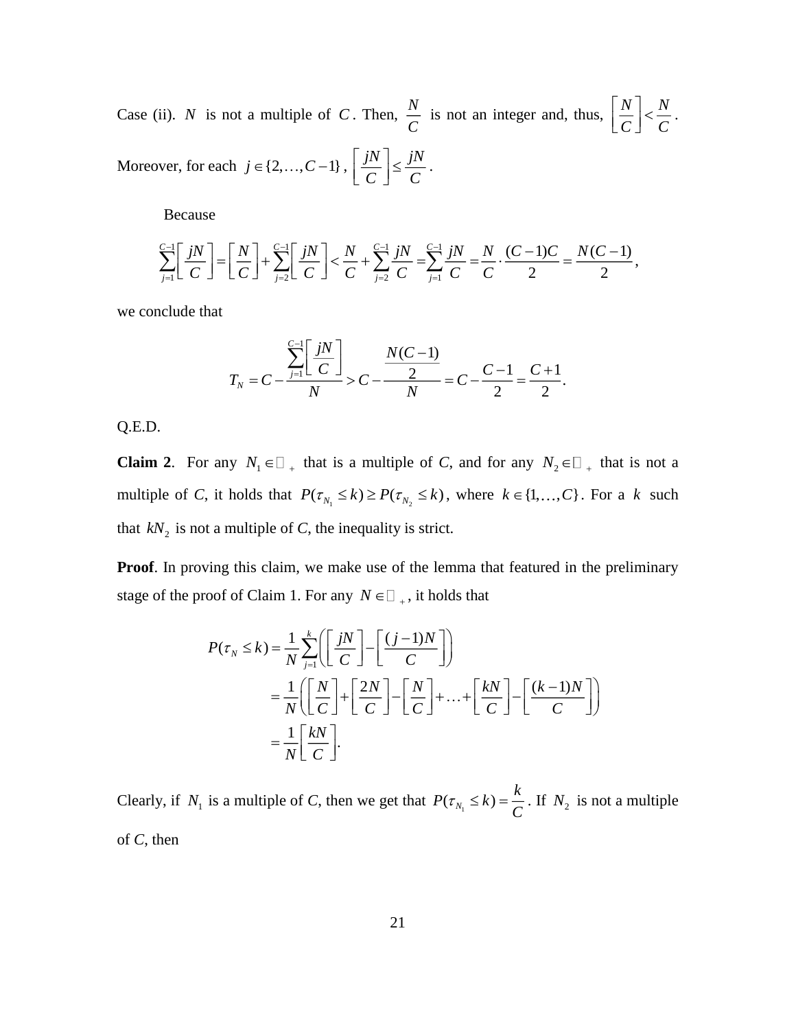Case (ii). $N$ is not a multiple of $C$. Then, $\frac{N}{C}$ is not an integer and, thus, $\left\lfloor \frac{N}{C} \right\rfloor < \frac{N}{C}$. Moreover, for each $j \in \{2, \ldots, C-1\}$, $\left\lfloor \frac{jN}{C} \right\rfloor \leq \frac{jN}{C}$.

Because

$$\sum_{j=1}^{C-1} \left\lfloor \frac{jN}{C} \right\rfloor = \left\lfloor \frac{N}{C} \right\rfloor + \sum_{j=2}^{C-1} \left\lfloor \frac{jN}{C} \right\rfloor < \frac{N}{C} + \sum_{j=2}^{C-1} \frac{jN}{C} = \sum_{j=1}^{C-1} \frac{jN}{C} = \frac{N}{C} \cdot \frac{(C-1)C}{2} = \frac{N(C-1)}{2},$$

we conclude that

$$T_N = C - \frac{\sum_{j=1}^{C-1} \left\lfloor \frac{jN}{C} \right\rfloor}{N} > C - \frac{\frac{N(C-1)}{2}}{N} = C - \frac{C-1}{2} = \frac{C+1}{2}.$$

Q.E.D.

**Claim 2**. For any $N_1 \in \mathbb{Z}_+$ that is a multiple of *C*, and for any $N_2 \in \mathbb{Z}_+$ that is not a multiple of *C*, it holds that $P(\tau_{N_1} \leq k) \geq P(\tau_{N_2} \leq k)$, where $k \in \{1, \ldots, C\}$. For a $k$ such that $kN_2$ is not a multiple of *C*, the inequality is strict.

**Proof**. In proving this claim, we make use of the lemma that featured in the preliminary stage of the proof of Claim 1. For any $N \in \mathbb{Z}_+$, it holds that

$$\begin{aligned}
P(\tau_N \leq k) &= \frac{1}{N} \sum_{j=1}^{k} \left( \left\lfloor \frac{jN}{C} \right\rfloor - \left\lfloor \frac{(j-1)N}{C} \right\rfloor \right) \\
&= \frac{1}{N} \left( \left\lfloor \frac{N}{C} \right\rfloor + \left\lfloor \frac{2N}{C} \right\rfloor - \left\lfloor \frac{N}{C} \right\rfloor + \ldots + \left\lfloor \frac{kN}{C} \right\rfloor - \left\lfloor \frac{(k-1)N}{C} \right\rfloor \right) \\
&= \frac{1}{N} \left\lfloor \frac{kN}{C} \right\rfloor.
\end{aligned}$$

Clearly, if $N_1$ is a multiple of *C*, then we get that $P(\tau_{N_1} \leq k) = \frac{k}{C}$. If $N_2$ is not a multiple of *C*, then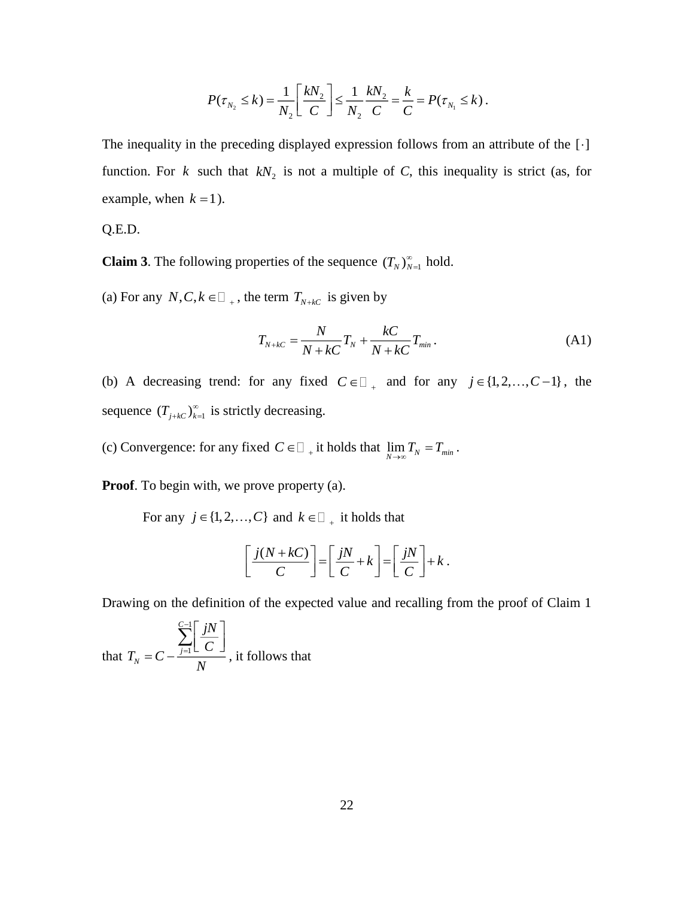$$P(\tau_{N_2} \le k) = \frac{1}{N_2}\left\lfloor \frac{kN_2}{C} \right\rfloor \le \frac{1}{N_2}\frac{kN_2}{C} = \frac{k}{C} = P(\tau_{N_1} \le k)\,.$$

The inequality in the preceding displayed expression follows from an attribute of the $\lfloor \cdot \rfloor$ function. For $k$ such that $kN_2$ is not a multiple of *C*, this inequality is strict (as, for example, when $k = 1$).

Q.E.D.

**Claim 3**. The following properties of the sequence $(T_N)_{N=1}^{\infty}$ hold.

(a) For any $N, C, k \in \mathbb{N}_+$, the term $T_{N+kC}$ is given by

$$T_{N+kC} = \frac{N}{N+kC} T_N + \frac{kC}{N+kC} T_{min}\,. \tag{A1}$$

(b) A decreasing trend: for any fixed $C \in \mathbb{N}_+$ and for any $j \in \{1, 2, \ldots, C-1\}$, the sequence $(T_{j+kC})_{k=1}^{\infty}$ is strictly decreasing.

(c) Convergence: for any fixed $C \in \mathbb{N}_+$ it holds that $\lim_{N \to \infty} T_N = T_{min}$.

**Proof**. To begin with, we prove property (a).

For any $j \in \{1, 2, \ldots, C\}$ and $k \in \mathbb{N}_+$ it holds that

$$\left\lfloor \frac{j(N+kC)}{C} \right\rfloor = \left\lfloor \frac{jN}{C} + k \right\rfloor = \left\lfloor \frac{jN}{C} \right\rfloor + k\,.$$

Drawing on the definition of the expected value and recalling from the proof of Claim 1 that $T_N = C - \frac{\sum_{j=1}^{C-1} \left\lfloor \frac{jN}{C} \right\rfloor}{N}$, it follows that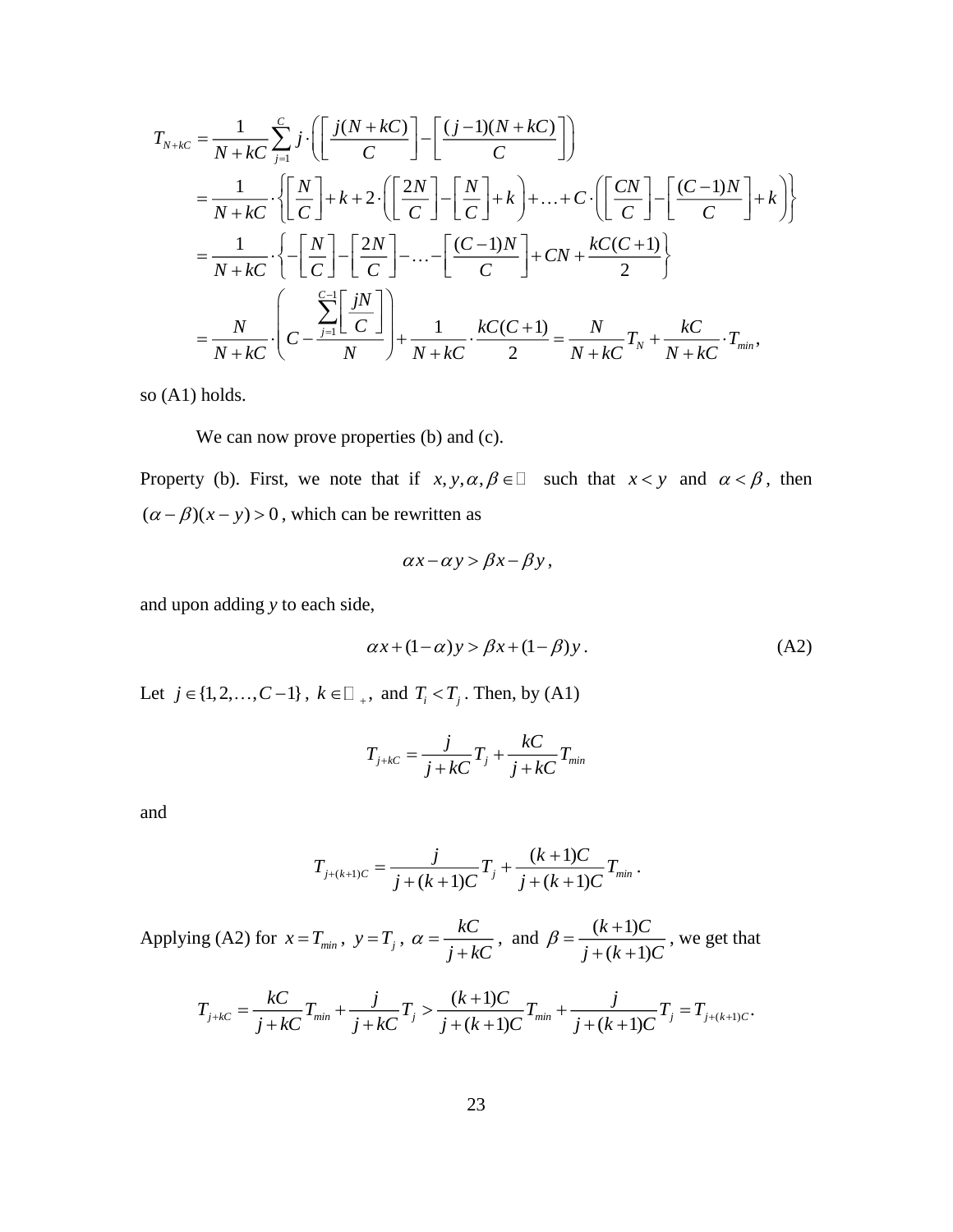$$
\begin{aligned}
T_{N+kC} &= \frac{1}{N+kC}\sum_{j=1}^{C} j\cdot\left(\left\lceil \frac{j(N+kC)}{C}\right\rceil - \left\lceil \frac{(j-1)(N+kC)}{C}\right\rceil\right) \\
&= \frac{1}{N+kC}\cdot\left\{\left\lceil \frac{N}{C}\right\rceil + k + 2\cdot\left(\left\lceil \frac{2N}{C}\right\rceil - \left\lceil \frac{N}{C}\right\rceil + k\right) + \ldots + C\cdot\left(\left\lceil \frac{CN}{C}\right\rceil - \left\lceil \frac{(C-1)N}{C}\right\rceil + k\right)\right\} \\
&= \frac{1}{N+kC}\cdot\left\{-\left\lceil \frac{N}{C}\right\rceil - \left\lceil \frac{2N}{C}\right\rceil - \ldots - \left\lceil \frac{(C-1)N}{C}\right\rceil + CN + \frac{kC(C+1)}{2}\right\} \\
&= \frac{N}{N+kC}\cdot\left(C - \frac{\sum_{j=1}^{C-1}\left\lceil \frac{jN}{C}\right\rceil}{N}\right) + \frac{1}{N+kC}\cdot\frac{kC(C+1)}{2} = \frac{N}{N+kC}T_N + \frac{kC}{N+kC}\cdot T_{min},
\end{aligned}
$$

so (A1) holds.

We can now prove properties (b) and (c).

Property (b). First, we note that if $x, y, \alpha, \beta \in \mathbb{R}$ such that $x < y$ and $\alpha < \beta$, then $(\alpha-\beta)(x-y) > 0$, which can be rewritten as

$$\alpha x - \alpha y > \beta x - \beta y,$$

and upon adding $y$ to each side,

$$\alpha x + (1-\alpha)y > \beta x + (1-\beta)y. \tag{A2}$$

Let $j \in \{1, 2, \ldots, C-1\}$, $k \in \mathbb{Z}_+$, and $T_i < T_j$. Then, by (A1)

$$T_{j+kC} = \frac{j}{j+kC}T_j + \frac{kC}{j+kC}T_{min}$$

and

$$T_{j+(k+1)C} = \frac{j}{j+(k+1)C}T_j + \frac{(k+1)C}{j+(k+1)C}T_{min}.$$

Applying (A2) for $x = T_{min}$, $y = T_j$, $\alpha = \dfrac{kC}{j+kC}$, and $\beta = \dfrac{(k+1)C}{j+(k+1)C}$, we get that

$$T_{j+kC} = \frac{kC}{j+kC}T_{min} + \frac{j}{j+kC}T_j > \frac{(k+1)C}{j+(k+1)C}T_{min} + \frac{j}{j+(k+1)C}T_j = T_{j+(k+1)C}.$$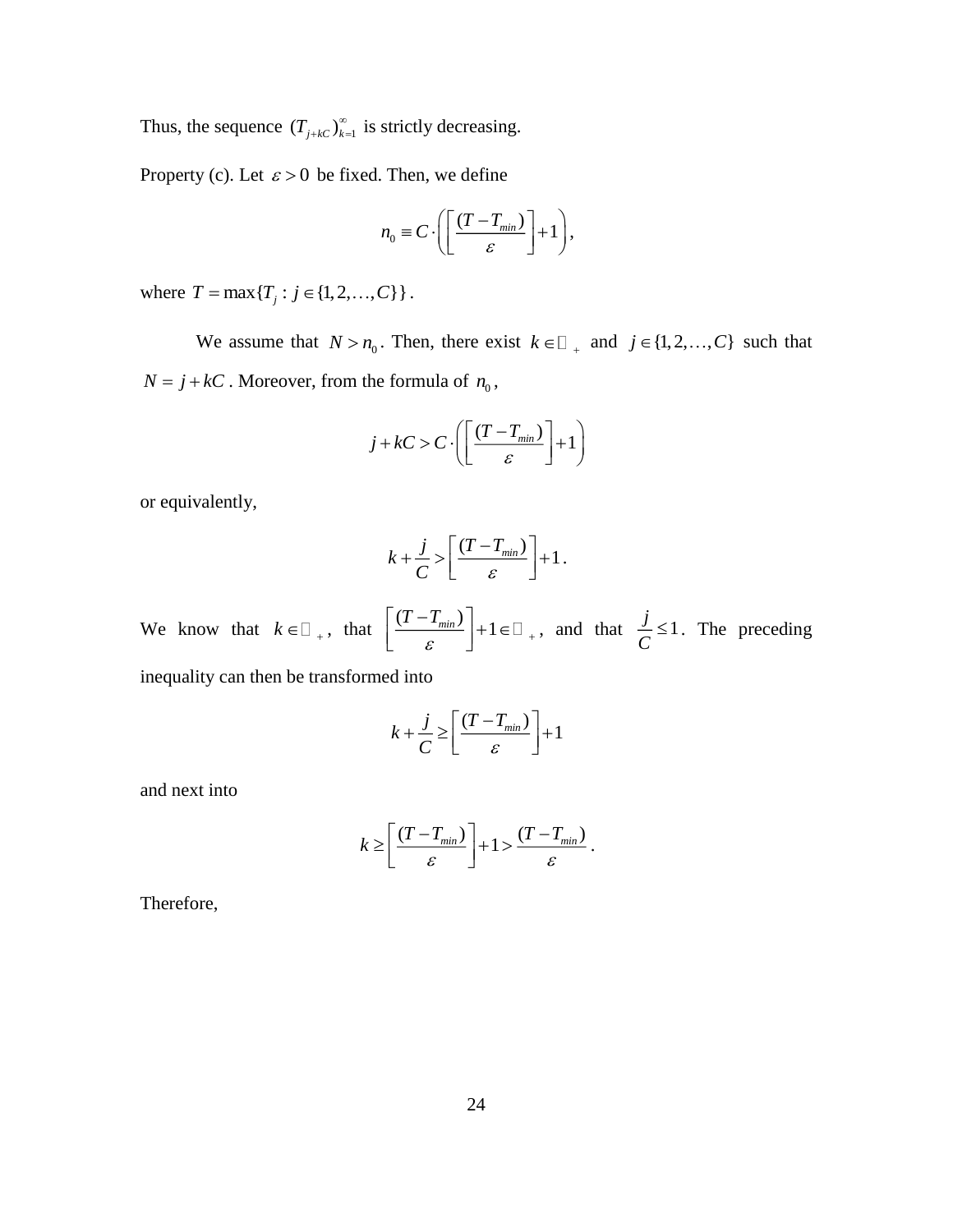Thus, the sequence $(T_{j+kC})_{k=1}^{\infty}$ is strictly decreasing.

Property (c). Let $\varepsilon > 0$ be fixed. Then, we define

$$n_0 \equiv C \cdot \left( \left[ \frac{(T - T_{min})}{\varepsilon} \right] + 1 \right),$$

where $T = \max\{T_j : j \in \{1, 2, \ldots, C\}\}$.

We assume that $N > n_0$. Then, there exist $k \in \mathbb{Z}_+$ and $j \in \{1, 2, \ldots, C\}$ such that $N = j + kC$. Moreover, from the formula of $n_0$,

$$j + kC > C \cdot \left( \left[ \frac{(T - T_{min})}{\varepsilon} \right] + 1 \right)$$

or equivalently,

$$k + \frac{j}{C} > \left[ \frac{(T - T_{min})}{\varepsilon} \right] + 1.$$

We know that $k \in \mathbb{Z}_+$, that $\left[ \frac{(T - T_{min})}{\varepsilon} \right] + 1 \in \mathbb{Z}_+$, and that $\frac{j}{C} \leq 1$. The preceding inequality can then be transformed into

$$k + \frac{j}{C} \geq \left[ \frac{(T - T_{min})}{\varepsilon} \right] + 1$$

and next into

$$k \geq \left[ \frac{(T - T_{min})}{\varepsilon} \right] + 1 > \frac{(T - T_{min})}{\varepsilon}.$$

Therefore,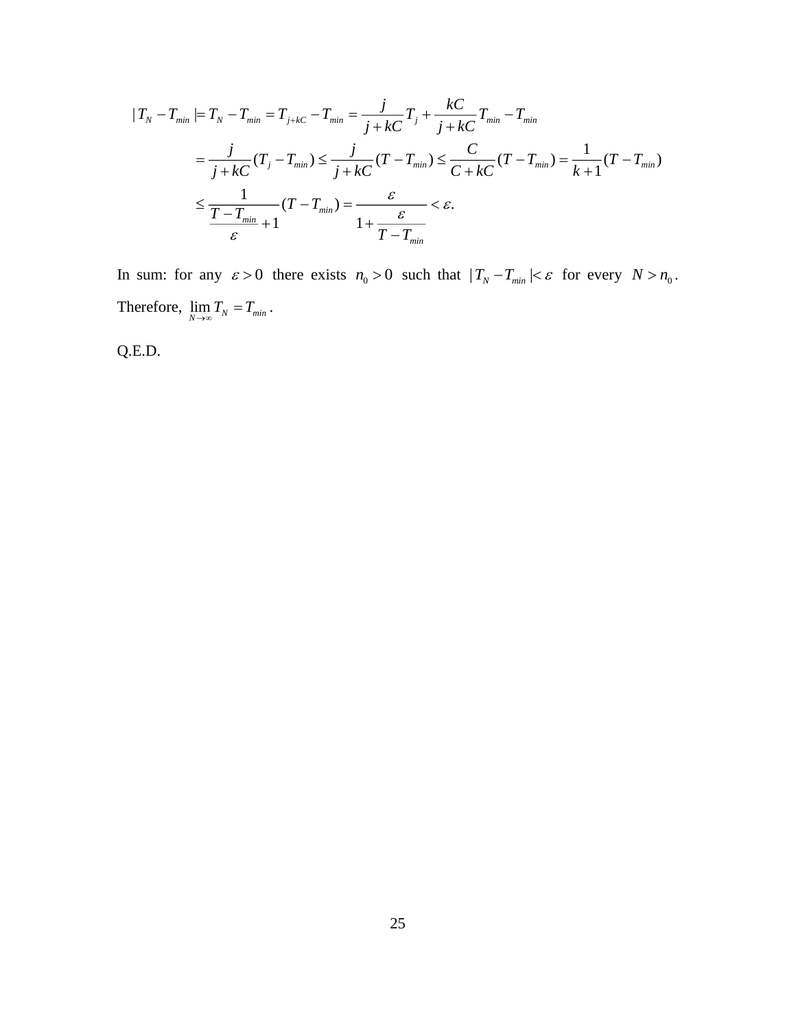$$
\begin{aligned}
|T_N - T_{min}| &= T_N - T_{min} = T_{j+kC} - T_{min} = \frac{j}{j+kC}T_j + \frac{kC}{j+kC}T_{min} - T_{min} \\
&= \frac{j}{j+kC}(T_j - T_{min}) \le \frac{j}{j+kC}(T - T_{min}) \le \frac{C}{C+kC}(T - T_{min}) = \frac{1}{k+1}(T - T_{min}) \\
&\le \frac{1}{\frac{T-T_{min}}{\varepsilon}+1}(T - T_{min}) = \frac{\varepsilon}{1+\frac{\varepsilon}{T-T_{min}}} < \varepsilon.
\end{aligned}
$$

In sum: for any $\varepsilon > 0$ there exists $n_0 > 0$ such that $|T_N - T_{min}| < \varepsilon$ for every $N > n_0$. Therefore, $\lim_{N\to\infty} T_N = T_{min}$.

Q.E.D.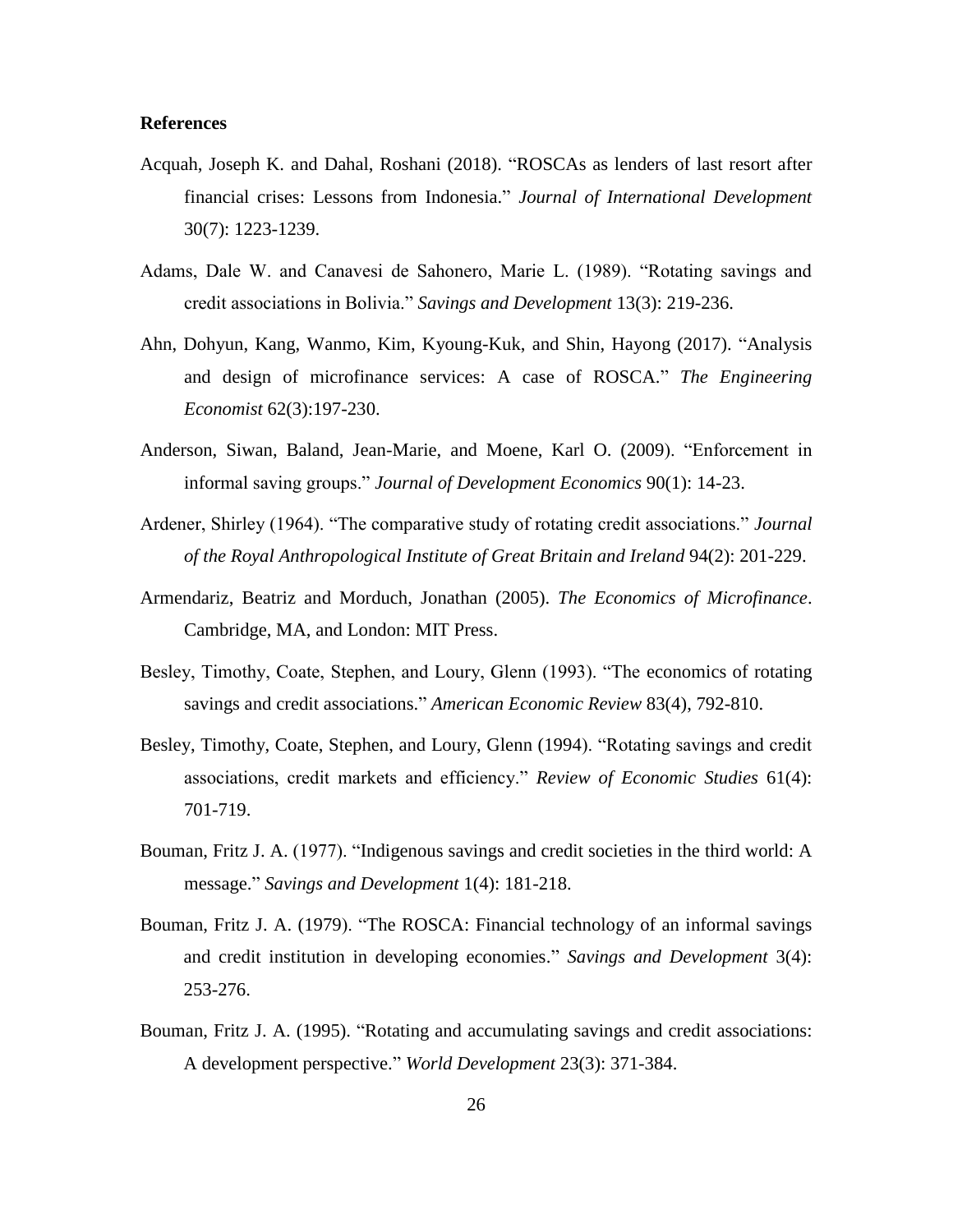**References**

Acquah, Joseph K. and Dahal, Roshani (2018). "ROSCAs as lenders of last resort after financial crises: Lessons from Indonesia." *Journal of International Development* 30(7): 1223-1239.

Adams, Dale W. and Canavesi de Sahonero, Marie L. (1989). "Rotating savings and credit associations in Bolivia." *Savings and Development* 13(3): 219-236.

Ahn, Dohyun, Kang, Wanmo, Kim, Kyoung-Kuk, and Shin, Hayong (2017). "Analysis and design of microfinance services: A case of ROSCA." *The Engineering Economist* 62(3):197-230.

Anderson, Siwan, Baland, Jean-Marie, and Moene, Karl O. (2009). "Enforcement in informal saving groups." *Journal of Development Economics* 90(1): 14-23.

Ardener, Shirley (1964). "The comparative study of rotating credit associations." *Journal of the Royal Anthropological Institute of Great Britain and Ireland* 94(2): 201-229.

Armendariz, Beatriz and Morduch, Jonathan (2005). *The Economics of Microfinance*. Cambridge, MA, and London: MIT Press.

Besley, Timothy, Coate, Stephen, and Loury, Glenn (1993). "The economics of rotating savings and credit associations." *American Economic Review* 83(4), 792-810.

Besley, Timothy, Coate, Stephen, and Loury, Glenn (1994). "Rotating savings and credit associations, credit markets and efficiency." *Review of Economic Studies* 61(4): 701-719.

Bouman, Fritz J. A. (1977). "Indigenous savings and credit societies in the third world: A message." *Savings and Development* 1(4): 181-218.

Bouman, Fritz J. A. (1979). "The ROSCA: Financial technology of an informal savings and credit institution in developing economies." *Savings and Development* 3(4): 253-276.

Bouman, Fritz J. A. (1995). "Rotating and accumulating savings and credit associations: A development perspective." *World Development* 23(3): 371-384.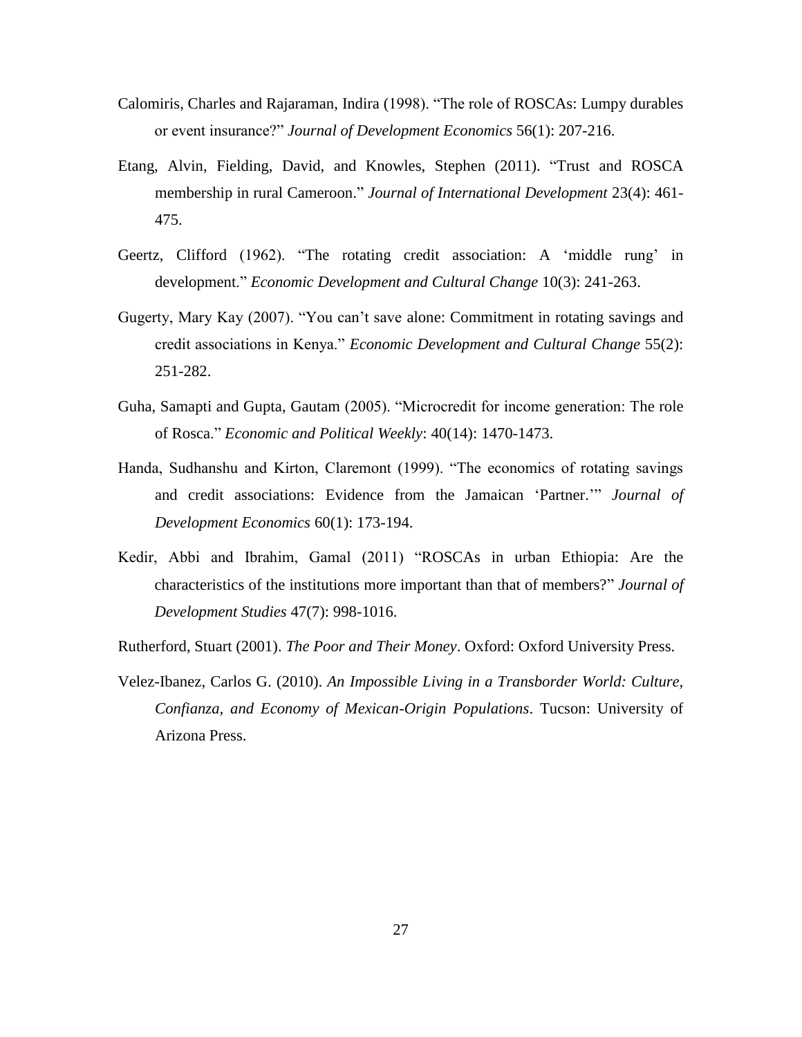Calomiris, Charles and Rajaraman, Indira (1998). "The role of ROSCAs: Lumpy durables or event insurance?" *Journal of Development Economics* 56(1): 207-216.

Etang, Alvin, Fielding, David, and Knowles, Stephen (2011). "Trust and ROSCA membership in rural Cameroon." *Journal of International Development* 23(4): 461-475.

Geertz, Clifford (1962). "The rotating credit association: A 'middle rung' in development." *Economic Development and Cultural Change* 10(3): 241-263.

Gugerty, Mary Kay (2007). "You can't save alone: Commitment in rotating savings and credit associations in Kenya." *Economic Development and Cultural Change* 55(2): 251-282.

Guha, Samapti and Gupta, Gautam (2005). "Microcredit for income generation: The role of Rosca." *Economic and Political Weekly*: 40(14): 1470-1473.

Handa, Sudhanshu and Kirton, Claremont (1999). "The economics of rotating savings and credit associations: Evidence from the Jamaican 'Partner.'" *Journal of Development Economics* 60(1): 173-194.

Kedir, Abbi and Ibrahim, Gamal (2011) "ROSCAs in urban Ethiopia: Are the characteristics of the institutions more important than that of members?" *Journal of Development Studies* 47(7): 998-1016.

Rutherford, Stuart (2001). *The Poor and Their Money*. Oxford: Oxford University Press.

Velez-Ibanez, Carlos G. (2010). *An Impossible Living in a Transborder World: Culture, Confianza, and Economy of Mexican-Origin Populations*. Tucson: University of Arizona Press.